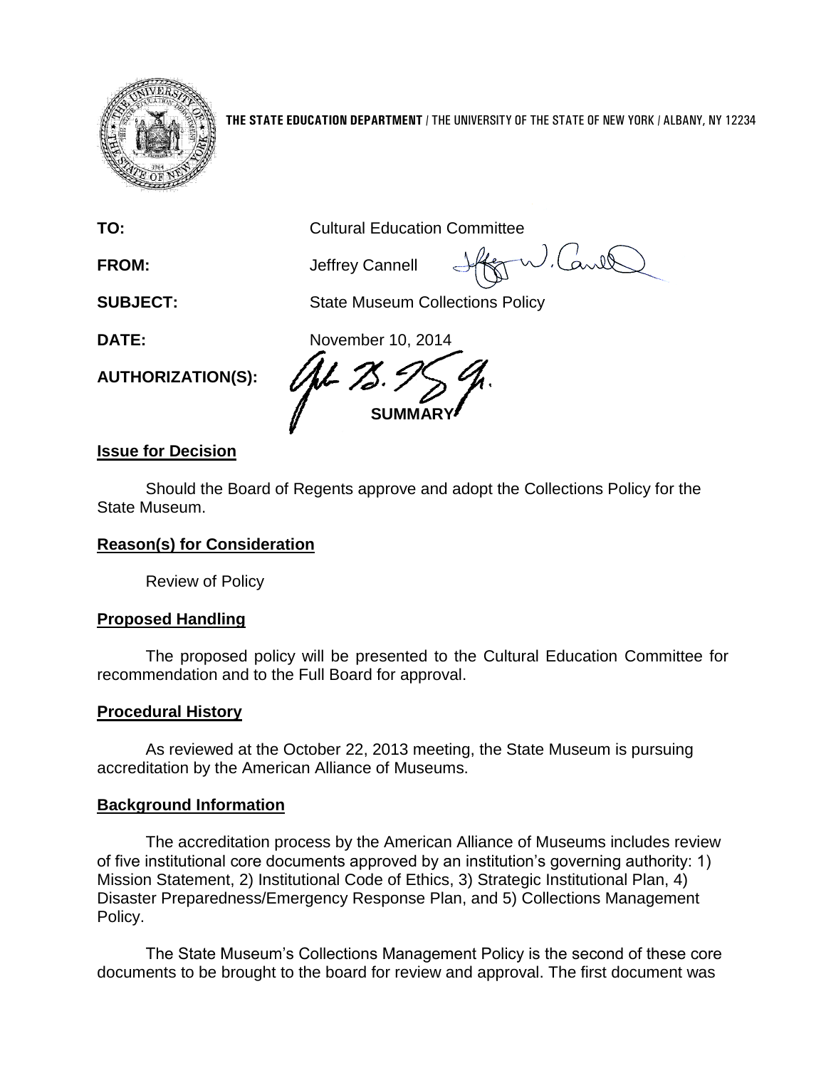**THE STATE EDUCATION DEPARTMENT** / THE UNIVERSITY OF THE STATE OF NEW YORK / ALBANY, NY 12234

**TO:** Cultural Education Committee

**FROM:** Jeffrey Cannell

**SUBJECT:** State Museum Collections Policy

**DATE:** November 10, 2014

**AUTHORIZATION(S):**

**SUMMARY**

**Issue for Decision**

Should the Board of Regents approve and adopt the Collections Policy for the State Museum.

**Reason(s) for Consideration**

Review of Policy

**Proposed Handling**

The proposed policy will be presented to the Cultural Education Committee for recommendation and to the Full Board for approval.

**Procedural History**

As reviewed at the October 22, 2013 meeting, the State Museum is pursuing accreditation by the American Alliance of Museums.

**Background Information**

The accreditation process by the American Alliance of Museums includes review of five institutional core documents approved by an institution's governing authority: 1) Mission Statement, 2) Institutional Code of Ethics, 3) Strategic Institutional Plan, 4) Disaster Preparedness/Emergency Response Plan, and 5) Collections Management Policy.

The State Museum's Collections Management Policy is the second of these core documents to be brought to the board for review and approval. The first document was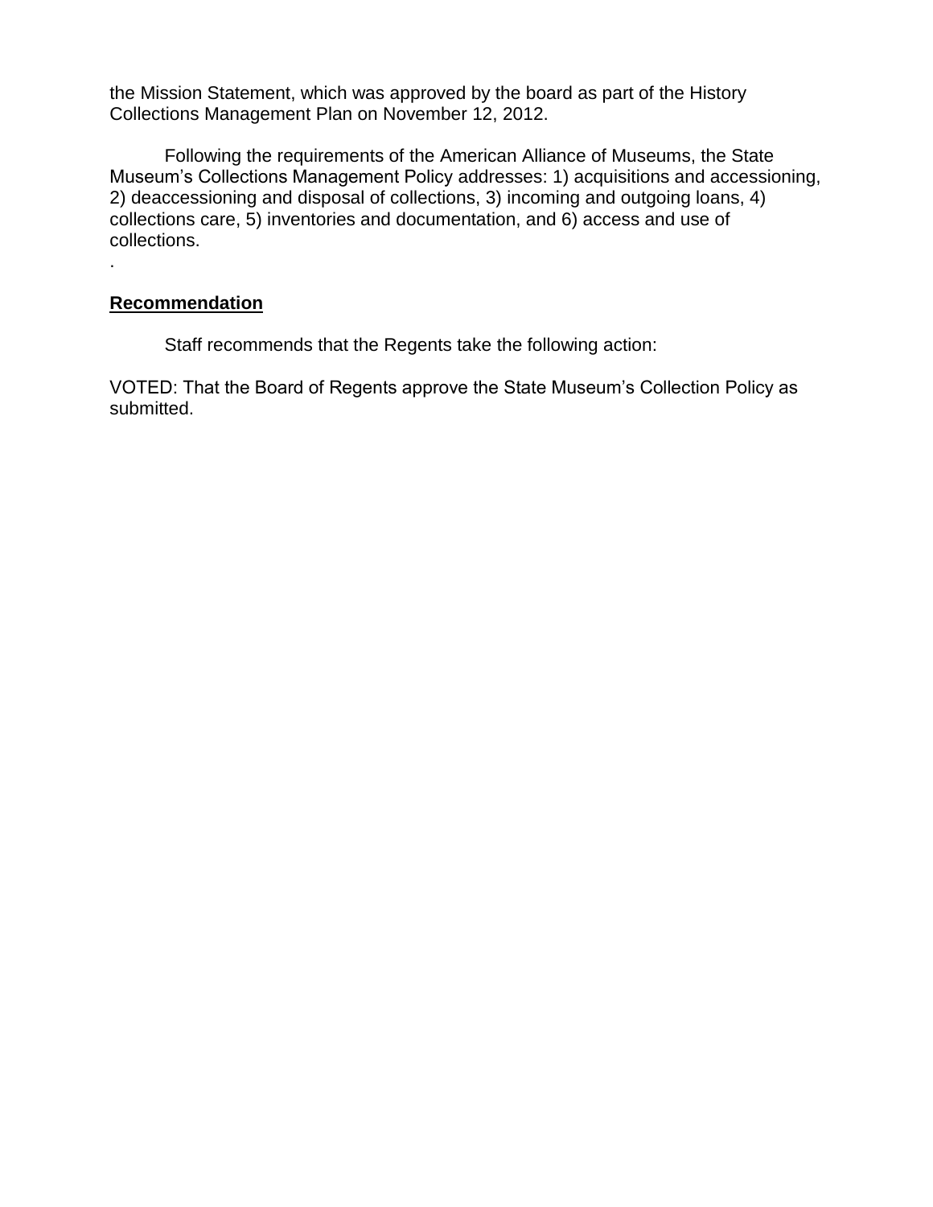the Mission Statement, which was approved by the board as part of the History Collections Management Plan on November 12, 2012.

Following the requirements of the American Alliance of Museums, the State Museum's Collections Management Policy addresses: 1) acquisitions and accessioning, 2) deaccessioning and disposal of collections, 3) incoming and outgoing loans, 4) collections care, 5) inventories and documentation, and 6) access and use of collections.

.

**Recommendation**

Staff recommends that the Regents take the following action:

VOTED: That the Board of Regents approve the State Museum's Collection Policy as submitted.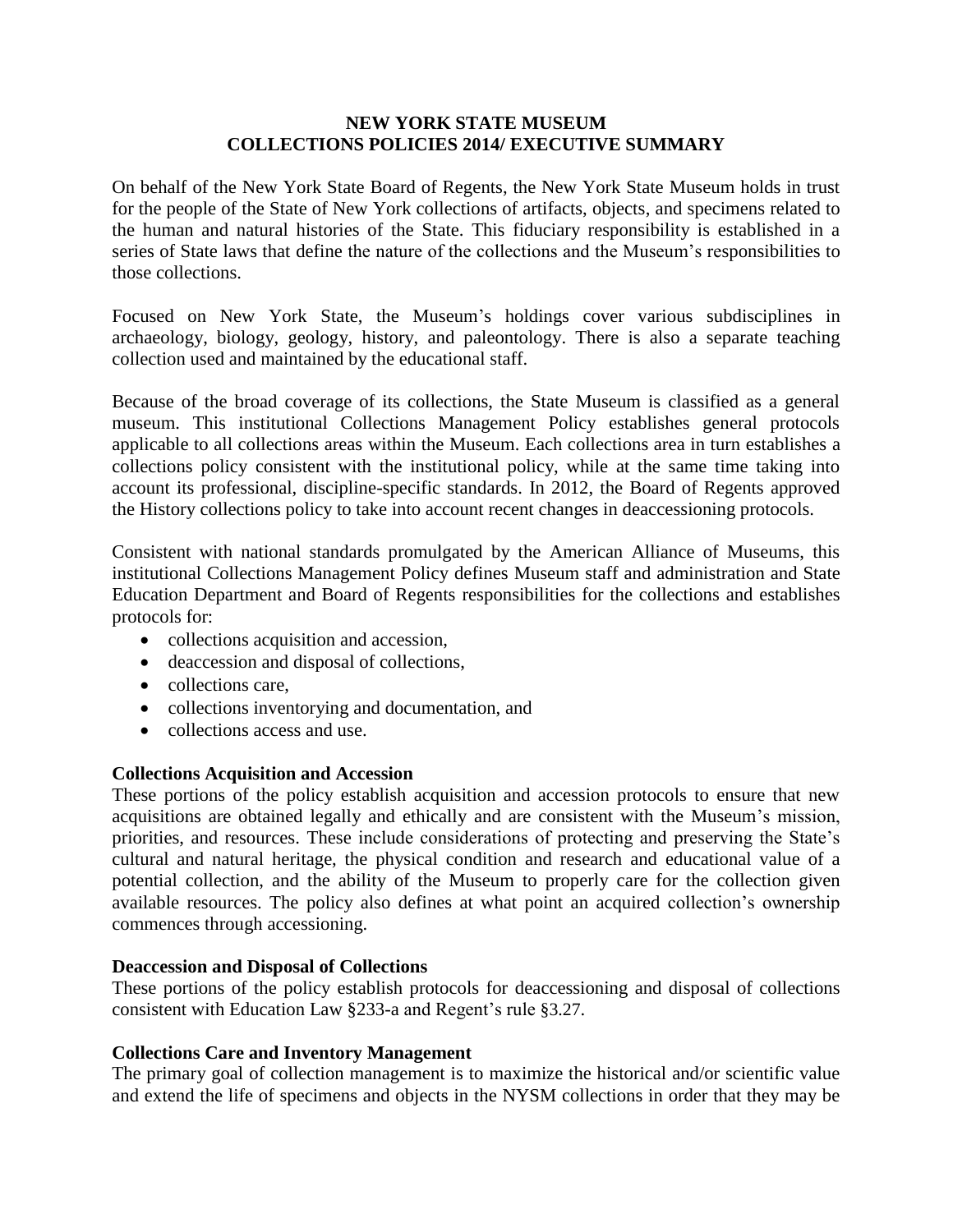# NEW YORK STATE MUSEUM
# COLLECTIONS POLICIES 2014/ EXECUTIVE SUMMARY

On behalf of the New York State Board of Regents, the New York State Museum holds in trust for the people of the State of New York collections of artifacts, objects, and specimens related to the human and natural histories of the State. This fiduciary responsibility is established in a series of State laws that define the nature of the collections and the Museum's responsibilities to those collections.

Focused on New York State, the Museum's holdings cover various subdisciplines in archaeology, biology, geology, history, and paleontology. There is also a separate teaching collection used and maintained by the educational staff.

Because of the broad coverage of its collections, the State Museum is classified as a general museum. This institutional Collections Management Policy establishes general protocols applicable to all collections areas within the Museum. Each collections area in turn establishes a collections policy consistent with the institutional policy, while at the same time taking into account its professional, discipline-specific standards. In 2012, the Board of Regents approved the History collections policy to take into account recent changes in deaccessioning protocols.

Consistent with national standards promulgated by the American Alliance of Museums, this institutional Collections Management Policy defines Museum staff and administration and State Education Department and Board of Regents responsibilities for the collections and establishes protocols for:

- collections acquisition and accession,
- deaccession and disposal of collections,
- collections care,
- collections inventorying and documentation, and
- collections access and use.

**Collections Acquisition and Accession**

These portions of the policy establish acquisition and accession protocols to ensure that new acquisitions are obtained legally and ethically and are consistent with the Museum's mission, priorities, and resources. These include considerations of protecting and preserving the State's cultural and natural heritage, the physical condition and research and educational value of a potential collection, and the ability of the Museum to properly care for the collection given available resources. The policy also defines at what point an acquired collection's ownership commences through accessioning.

**Deaccession and Disposal of Collections**

These portions of the policy establish protocols for deaccessioning and disposal of collections consistent with Education Law §233-a and Regent's rule §3.27.

**Collections Care and Inventory Management**

The primary goal of collection management is to maximize the historical and/or scientific value and extend the life of specimens and objects in the NYSM collections in order that they may be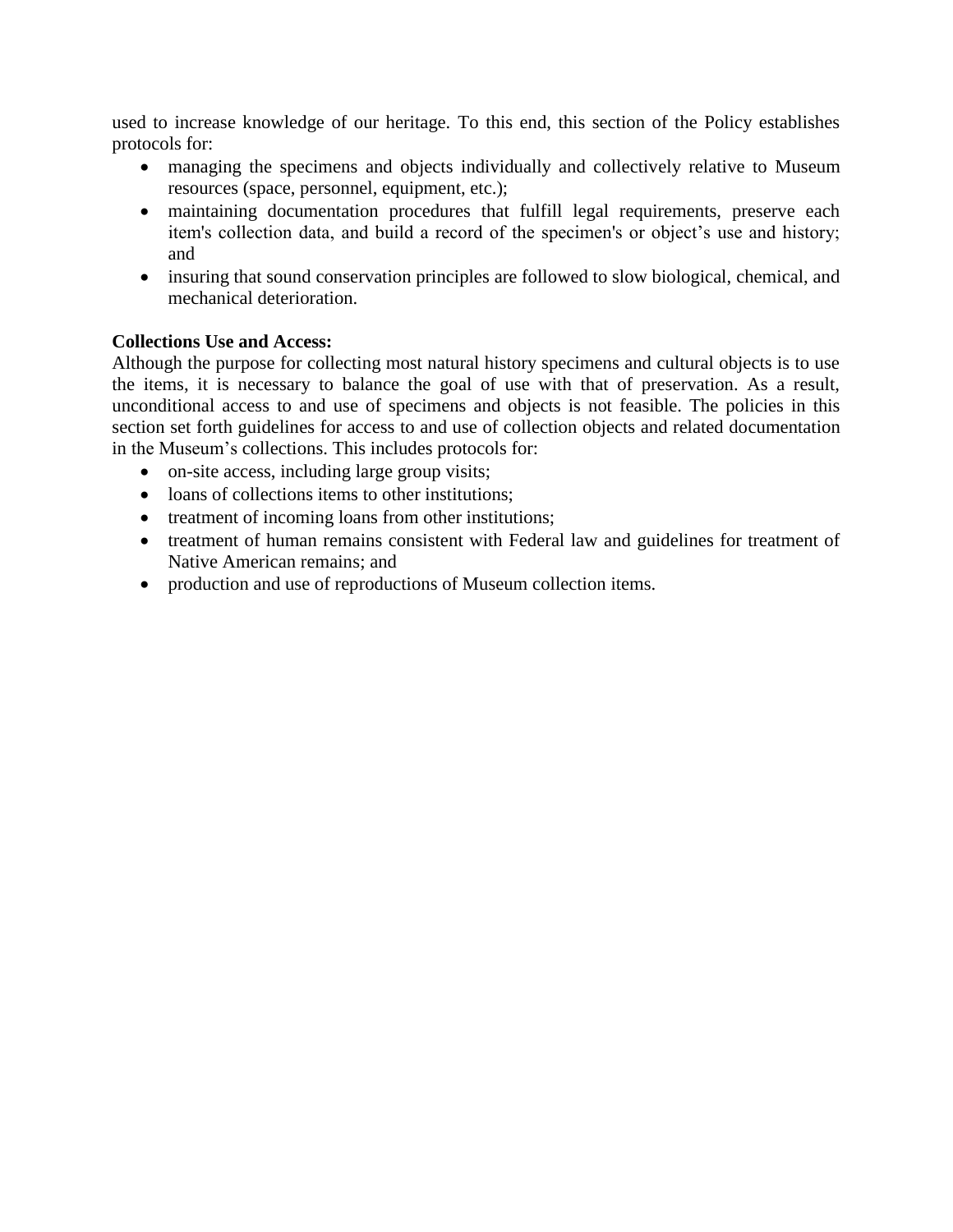used to increase knowledge of our heritage. To this end, this section of the Policy establishes protocols for:

- managing the specimens and objects individually and collectively relative to Museum resources (space, personnel, equipment, etc.);
- maintaining documentation procedures that fulfill legal requirements, preserve each item's collection data, and build a record of the specimen's or object's use and history; and
- insuring that sound conservation principles are followed to slow biological, chemical, and mechanical deterioration.

**Collections Use and Access:**
Although the purpose for collecting most natural history specimens and cultural objects is to use the items, it is necessary to balance the goal of use with that of preservation. As a result, unconditional access to and use of specimens and objects is not feasible. The policies in this section set forth guidelines for access to and use of collection objects and related documentation in the Museum's collections. This includes protocols for:

- on-site access, including large group visits;
- loans of collections items to other institutions;
- treatment of incoming loans from other institutions;
- treatment of human remains consistent with Federal law and guidelines for treatment of Native American remains; and
- production and use of reproductions of Museum collection items.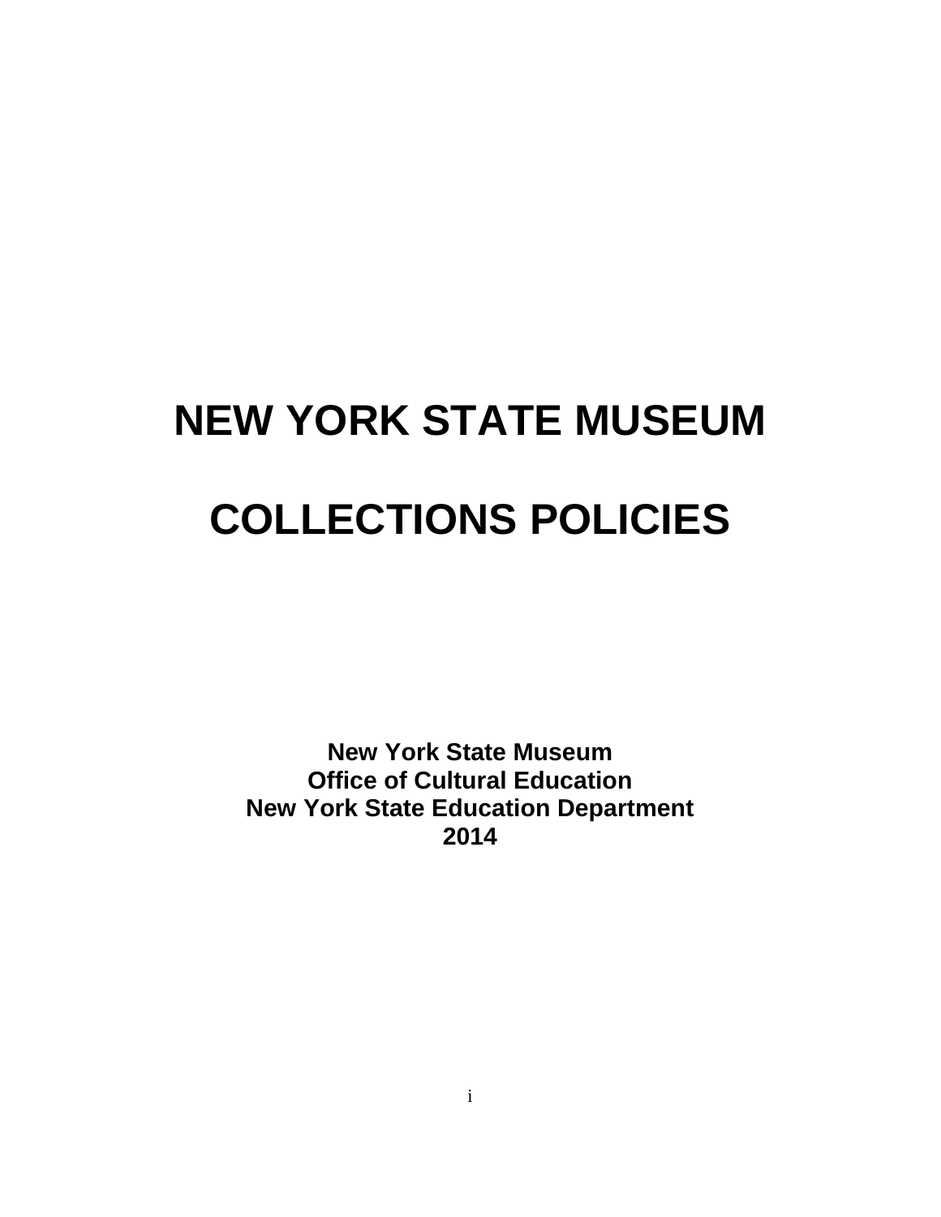# NEW YORK STATE MUSEUM

# COLLECTIONS POLICIES

**New York State Museum**
**Office of Cultural Education**
**New York State Education Department**
**2014**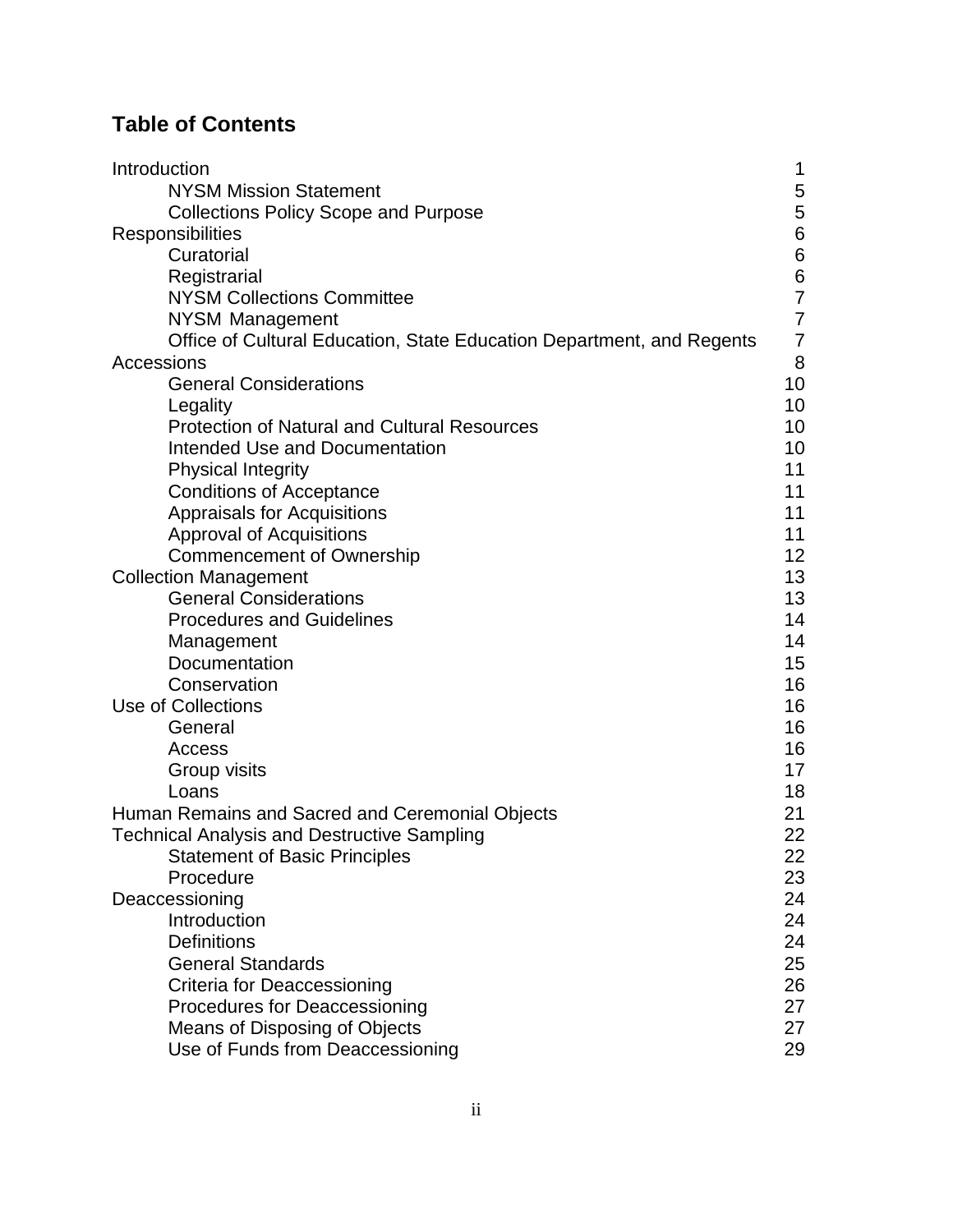## Table of Contents

| | |
|---|---|
| Introduction | 1 |
| NYSM Mission Statement | 5 |
| Collections Policy Scope and Purpose | 5 |
| Responsibilities | 6 |
| Curatorial | 6 |
| Registrarial | 6 |
| NYSM Collections Committee | 7 |
| NYSM Management | 7 |
| Office of Cultural Education, State Education Department, and Regents | 7 |
| Accessions | 8 |
| General Considerations | 10 |
| Legality | 10 |
| Protection of Natural and Cultural Resources | 10 |
| Intended Use and Documentation | 10 |
| Physical Integrity | 11 |
| Conditions of Acceptance | 11 |
| Appraisals for Acquisitions | 11 |
| Approval of Acquisitions | 11 |
| Commencement of Ownership | 12 |
| Collection Management | 13 |
| General Considerations | 13 |
| Procedures and Guidelines | 14 |
| Management | 14 |
| Documentation | 15 |
| Conservation | 16 |
| Use of Collections | 16 |
| General | 16 |
| Access | 16 |
| Group visits | 17 |
| Loans | 18 |
| Human Remains and Sacred and Ceremonial Objects | 21 |
| Technical Analysis and Destructive Sampling | 22 |
| Statement of Basic Principles | 22 |
| Procedure | 23 |
| Deaccessioning | 24 |
| Introduction | 24 |
| Definitions | 24 |
| General Standards | 25 |
| Criteria for Deaccessioning | 26 |
| Procedures for Deaccessioning | 27 |
| Means of Disposing of Objects | 27 |
| Use of Funds from Deaccessioning | 29 |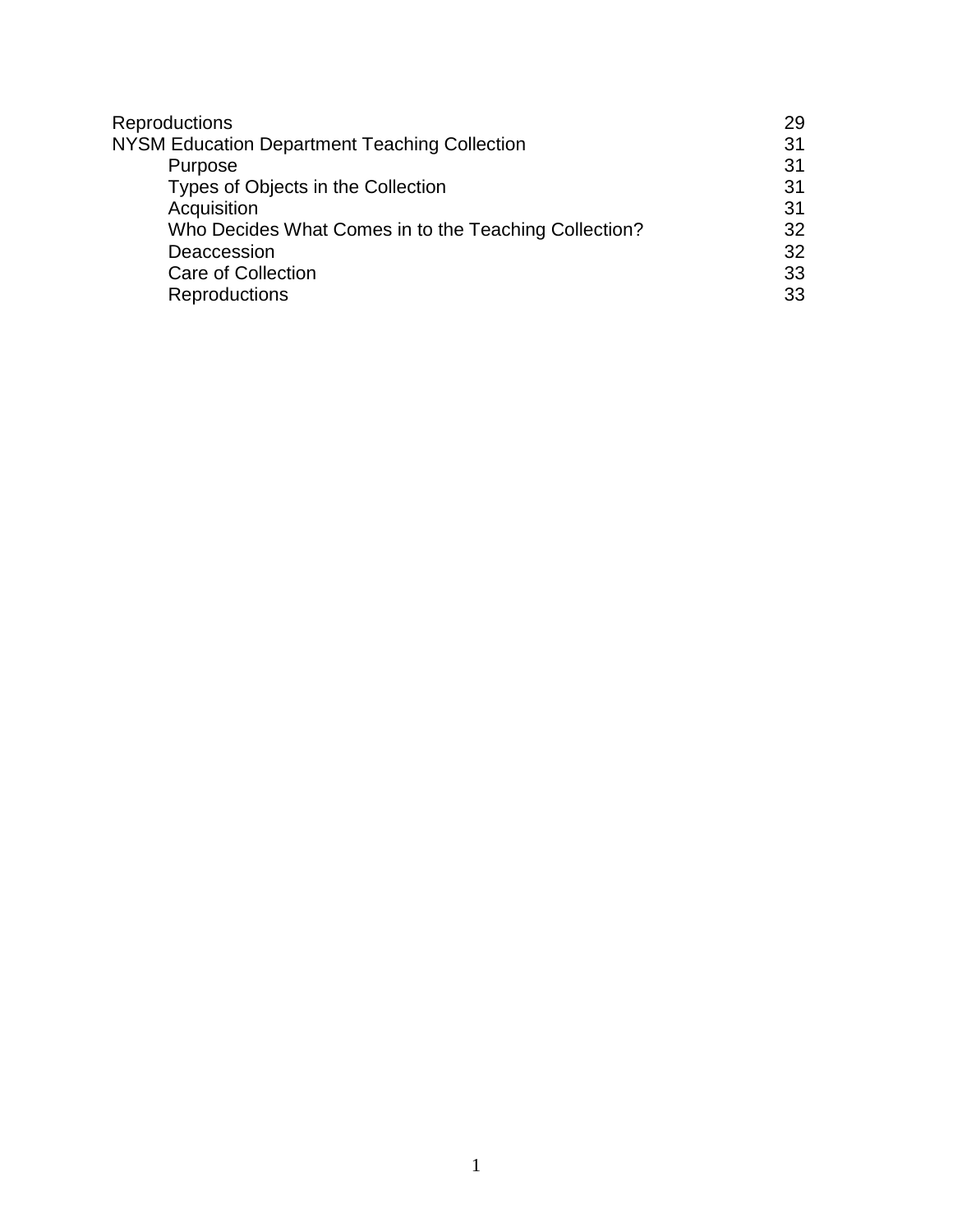| | |
|---|---|
| Reproductions | 29 |
| NYSM Education Department Teaching Collection | 31 |
| &nbsp;&nbsp;&nbsp;&nbsp;Purpose | 31 |
| &nbsp;&nbsp;&nbsp;&nbsp;Types of Objects in the Collection | 31 |
| &nbsp;&nbsp;&nbsp;&nbsp;Acquisition | 31 |
| &nbsp;&nbsp;&nbsp;&nbsp;Who Decides What Comes in to the Teaching Collection? | 32 |
| &nbsp;&nbsp;&nbsp;&nbsp;Deaccession | 32 |
| &nbsp;&nbsp;&nbsp;&nbsp;Care of Collection | 33 |
| &nbsp;&nbsp;&nbsp;&nbsp;Reproductions | 33 |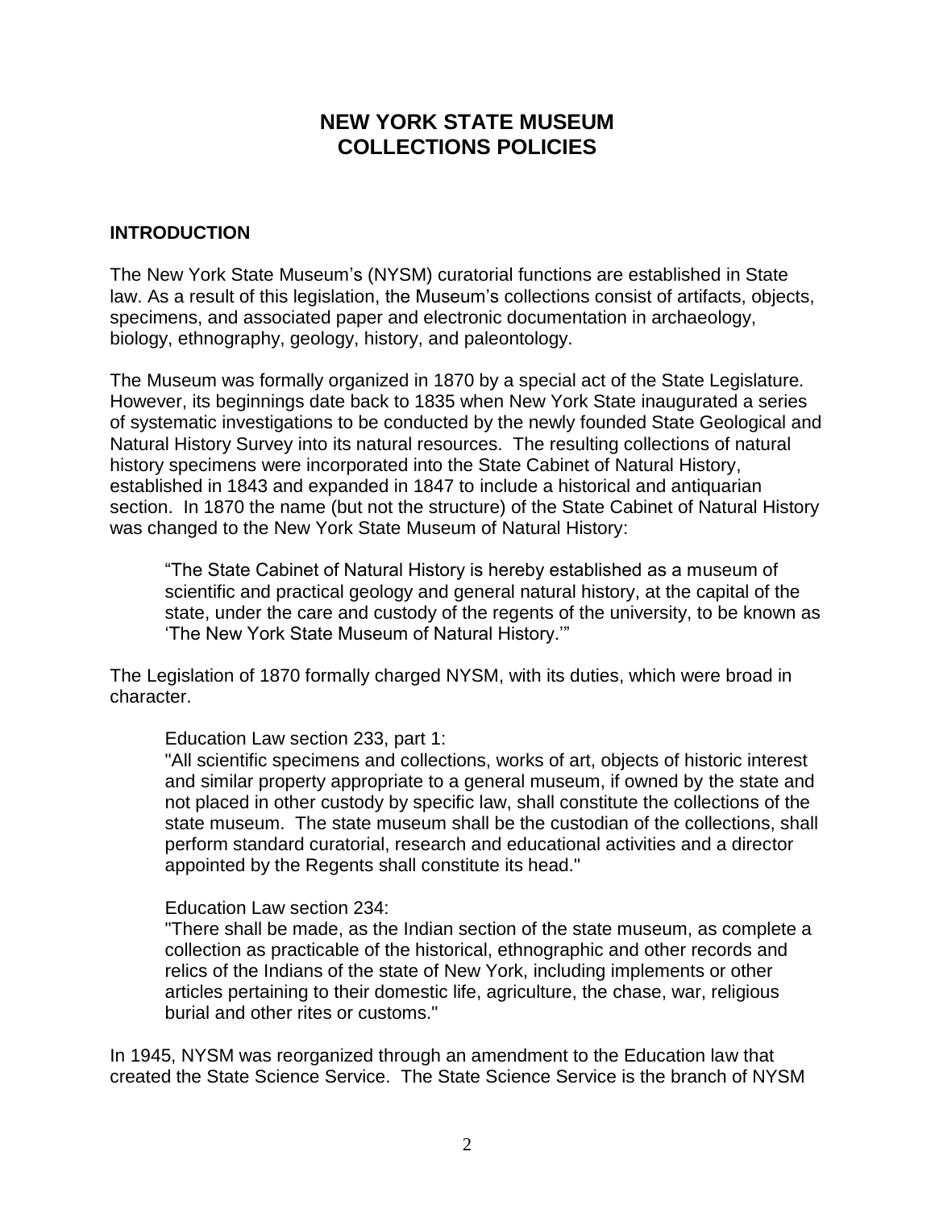# NEW YORK STATE MUSEUM COLLECTIONS POLICIES

## INTRODUCTION

The New York State Museum's (NYSM) curatorial functions are established in State law. As a result of this legislation, the Museum's collections consist of artifacts, objects, specimens, and associated paper and electronic documentation in archaeology, biology, ethnography, geology, history, and paleontology.

The Museum was formally organized in 1870 by a special act of the State Legislature. However, its beginnings date back to 1835 when New York State inaugurated a series of systematic investigations to be conducted by the newly founded State Geological and Natural History Survey into its natural resources. The resulting collections of natural history specimens were incorporated into the State Cabinet of Natural History, established in 1843 and expanded in 1847 to include a historical and antiquarian section. In 1870 the name (but not the structure) of the State Cabinet of Natural History was changed to the New York State Museum of Natural History:

> "The State Cabinet of Natural History is hereby established as a museum of scientific and practical geology and general natural history, at the capital of the state, under the care and custody of the regents of the university, to be known as 'The New York State Museum of Natural History.'"

The Legislation of 1870 formally charged NYSM, with its duties, which were broad in character.

> Education Law section 233, part 1:
> "All scientific specimens and collections, works of art, objects of historic interest and similar property appropriate to a general museum, if owned by the state and not placed in other custody by specific law, shall constitute the collections of the state museum. The state museum shall be the custodian of the collections, shall perform standard curatorial, research and educational activities and a director appointed by the Regents shall constitute its head."

> Education Law section 234:
> "There shall be made, as the Indian section of the state museum, as complete a collection as practicable of the historical, ethnographic and other records and relics of the Indians of the state of New York, including implements or other articles pertaining to their domestic life, agriculture, the chase, war, religious burial and other rites or customs."

In 1945, NYSM was reorganized through an amendment to the Education law that created the State Science Service. The State Science Service is the branch of NYSM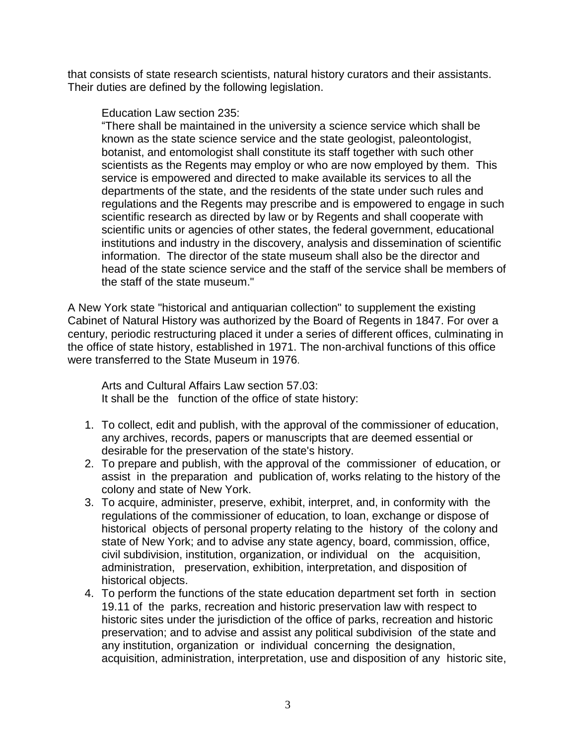that consists of state research scientists, natural history curators and their assistants. Their duties are defined by the following legislation.

> Education Law section 235:
> "There shall be maintained in the university a science service which shall be known as the state science service and the state geologist, paleontologist, botanist, and entomologist shall constitute its staff together with such other scientists as the Regents may employ or who are now employed by them. This service is empowered and directed to make available its services to all the departments of the state, and the residents of the state under such rules and regulations and the Regents may prescribe and is empowered to engage in such scientific research as directed by law or by Regents and shall cooperate with scientific units or agencies of other states, the federal government, educational institutions and industry in the discovery, analysis and dissemination of scientific information. The director of the state museum shall also be the director and head of the state science service and the staff of the service shall be members of the staff of the state museum."

A New York state "historical and antiquarian collection" to supplement the existing Cabinet of Natural History was authorized by the Board of Regents in 1847. For over a century, periodic restructuring placed it under a series of different offices, culminating in the office of state history, established in 1971. The non-archival functions of this office were transferred to the State Museum in 1976.

> Arts and Cultural Affairs Law section 57.03:
> It shall be the function of the office of state history:

1. To collect, edit and publish, with the approval of the commissioner of education, any archives, records, papers or manuscripts that are deemed essential or desirable for the preservation of the state's history.
2. To prepare and publish, with the approval of the commissioner of education, or assist in the preparation and publication of, works relating to the history of the colony and state of New York.
3. To acquire, administer, preserve, exhibit, interpret, and, in conformity with the regulations of the commissioner of education, to loan, exchange or dispose of historical objects of personal property relating to the history of the colony and state of New York; and to advise any state agency, board, commission, office, civil subdivision, institution, organization, or individual on the acquisition, administration, preservation, exhibition, interpretation, and disposition of historical objects.
4. To perform the functions of the state education department set forth in section 19.11 of the parks, recreation and historic preservation law with respect to historic sites under the jurisdiction of the office of parks, recreation and historic preservation; and to advise and assist any political subdivision of the state and any institution, organization or individual concerning the designation, acquisition, administration, interpretation, use and disposition of any historic site,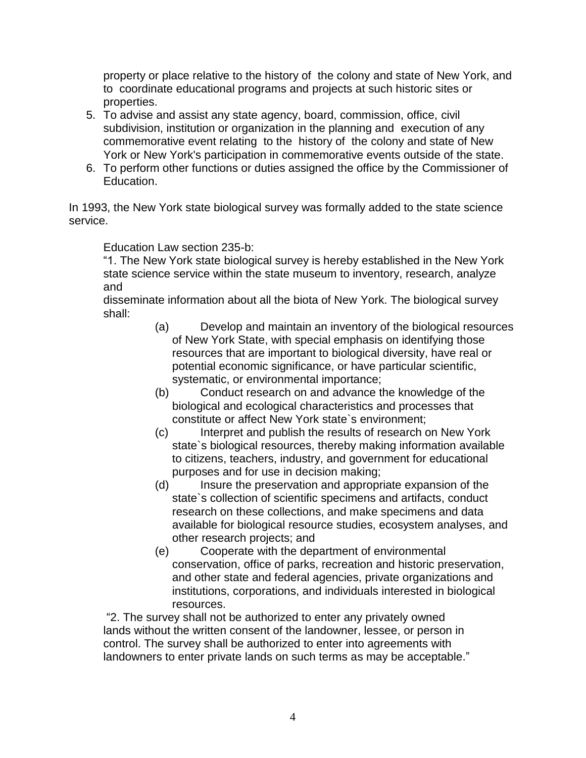property or place relative to the history of the colony and state of New York, and to coordinate educational programs and projects at such historic sites or properties.

5. To advise and assist any state agency, board, commission, office, civil subdivision, institution or organization in the planning and execution of any commemorative event relating to the history of the colony and state of New York or New York's participation in commemorative events outside of the state.
6. To perform other functions or duties assigned the office by the Commissioner of Education.

In 1993, the New York state biological survey was formally added to the state science service.

> Education Law section 235-b:
>
> "1. The New York state biological survey is hereby established in the New York state science service within the state museum to inventory, research, analyze and disseminate information about all the biota of New York. The biological survey shall:
>
> (a) Develop and maintain an inventory of the biological resources of New York State, with special emphasis on identifying those resources that are important to biological diversity, have real or potential economic significance, or have particular scientific, systematic, or environmental importance;
>
> (b) Conduct research on and advance the knowledge of the biological and ecological characteristics and processes that constitute or affect New York state`s environment;
>
> (c) Interpret and publish the results of research on New York state`s biological resources, thereby making information available to citizens, teachers, industry, and government for educational purposes and for use in decision making;
>
> (d) Insure the preservation and appropriate expansion of the state`s collection of scientific specimens and artifacts, conduct research on these collections, and make specimens and data available for biological resource studies, ecosystem analyses, and other research projects; and
>
> (e) Cooperate with the department of environmental conservation, office of parks, recreation and historic preservation, and other state and federal agencies, private organizations and institutions, corporations, and individuals interested in biological resources.
>
> "2. The survey shall not be authorized to enter any privately owned lands without the written consent of the landowner, lessee, or person in control. The survey shall be authorized to enter into agreements with landowners to enter private lands on such terms as may be acceptable."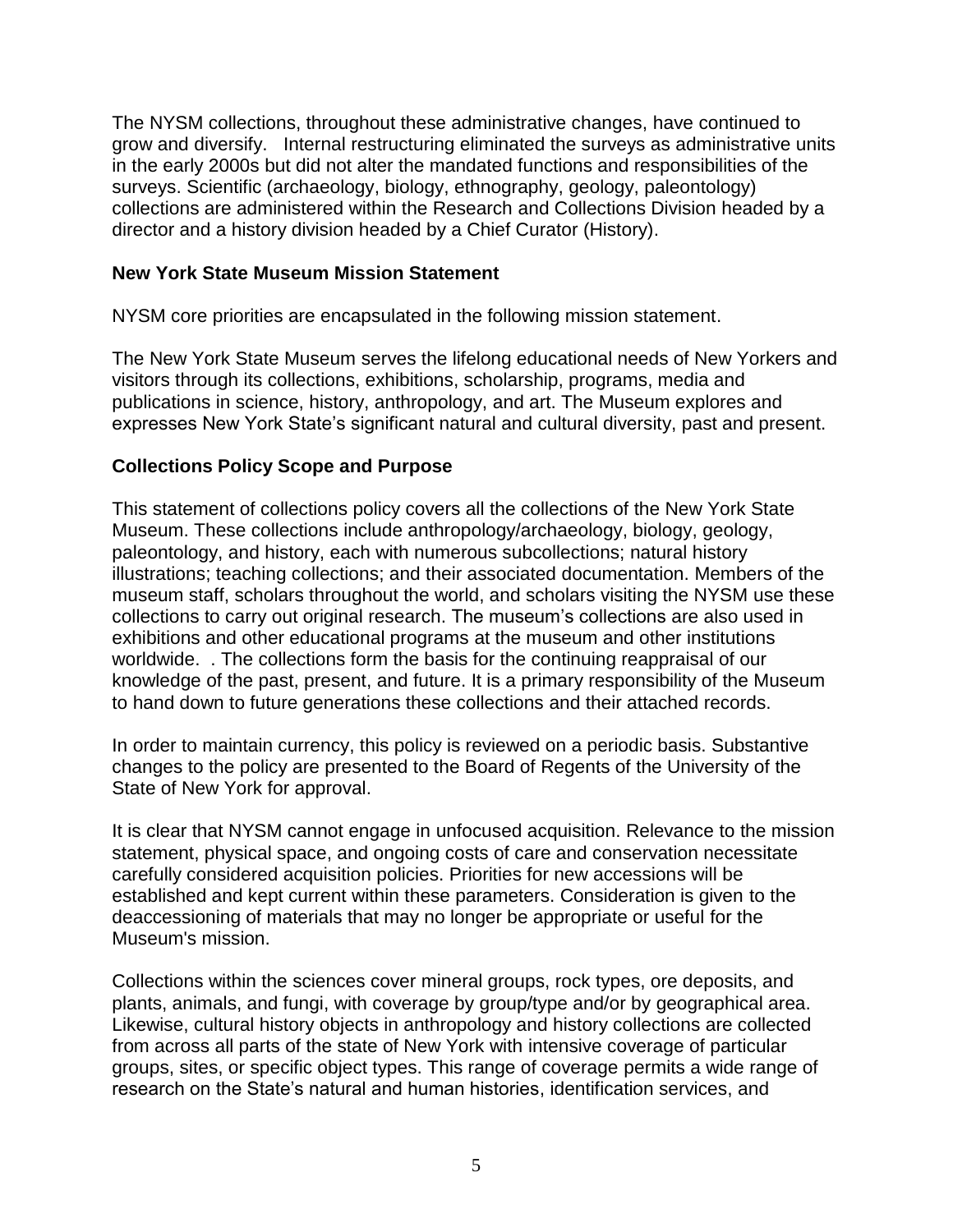The NYSM collections, throughout these administrative changes, have continued to grow and diversify. Internal restructuring eliminated the surveys as administrative units in the early 2000s but did not alter the mandated functions and responsibilities of the surveys. Scientific (archaeology, biology, ethnography, geology, paleontology) collections are administered within the Research and Collections Division headed by a director and a history division headed by a Chief Curator (History).

## New York State Museum Mission Statement

NYSM core priorities are encapsulated in the following mission statement.

The New York State Museum serves the lifelong educational needs of New Yorkers and visitors through its collections, exhibitions, scholarship, programs, media and publications in science, history, anthropology, and art. The Museum explores and expresses New York State's significant natural and cultural diversity, past and present.

## Collections Policy Scope and Purpose

This statement of collections policy covers all the collections of the New York State Museum. These collections include anthropology/archaeology, biology, geology, paleontology, and history, each with numerous subcollections; natural history illustrations; teaching collections; and their associated documentation. Members of the museum staff, scholars throughout the world, and scholars visiting the NYSM use these collections to carry out original research. The museum's collections are also used in exhibitions and other educational programs at the museum and other institutions worldwide. . The collections form the basis for the continuing reappraisal of our knowledge of the past, present, and future. It is a primary responsibility of the Museum to hand down to future generations these collections and their attached records.

In order to maintain currency, this policy is reviewed on a periodic basis. Substantive changes to the policy are presented to the Board of Regents of the University of the State of New York for approval.

It is clear that NYSM cannot engage in unfocused acquisition. Relevance to the mission statement, physical space, and ongoing costs of care and conservation necessitate carefully considered acquisition policies. Priorities for new accessions will be established and kept current within these parameters. Consideration is given to the deaccessioning of materials that may no longer be appropriate or useful for the Museum's mission.

Collections within the sciences cover mineral groups, rock types, ore deposits, and plants, animals, and fungi, with coverage by group/type and/or by geographical area. Likewise, cultural history objects in anthropology and history collections are collected from across all parts of the state of New York with intensive coverage of particular groups, sites, or specific object types. This range of coverage permits a wide range of research on the State's natural and human histories, identification services, and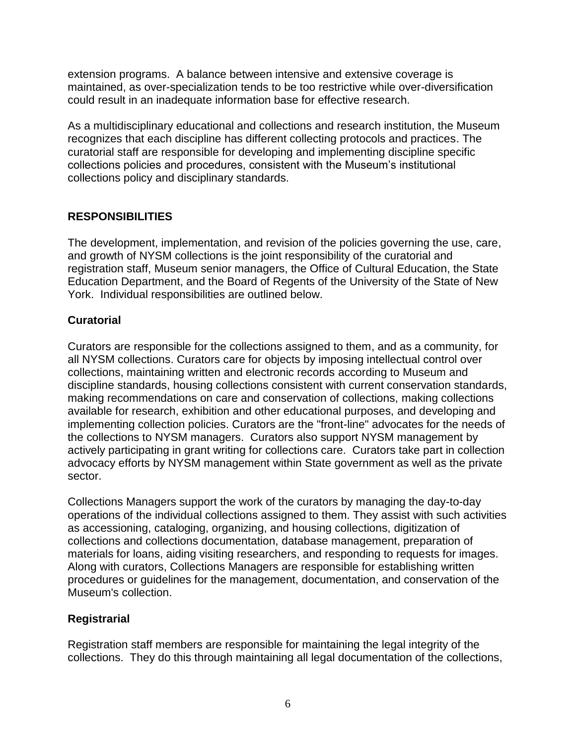extension programs. A balance between intensive and extensive coverage is maintained, as over-specialization tends to be too restrictive while over-diversification could result in an inadequate information base for effective research.

As a multidisciplinary educational and collections and research institution, the Museum recognizes that each discipline has different collecting protocols and practices. The curatorial staff are responsible for developing and implementing discipline specific collections policies and procedures, consistent with the Museum's institutional collections policy and disciplinary standards.

## RESPONSIBILITIES

The development, implementation, and revision of the policies governing the use, care, and growth of NYSM collections is the joint responsibility of the curatorial and registration staff, Museum senior managers, the Office of Cultural Education, the State Education Department, and the Board of Regents of the University of the State of New York. Individual responsibilities are outlined below.

### Curatorial

Curators are responsible for the collections assigned to them, and as a community, for all NYSM collections. Curators care for objects by imposing intellectual control over collections, maintaining written and electronic records according to Museum and discipline standards, housing collections consistent with current conservation standards, making recommendations on care and conservation of collections, making collections available for research, exhibition and other educational purposes, and developing and implementing collection policies. Curators are the "front-line" advocates for the needs of the collections to NYSM managers. Curators also support NYSM management by actively participating in grant writing for collections care. Curators take part in collection advocacy efforts by NYSM management within State government as well as the private sector.

Collections Managers support the work of the curators by managing the day-to-day operations of the individual collections assigned to them. They assist with such activities as accessioning, cataloging, organizing, and housing collections, digitization of collections and collections documentation, database management, preparation of materials for loans, aiding visiting researchers, and responding to requests for images. Along with curators, Collections Managers are responsible for establishing written procedures or guidelines for the management, documentation, and conservation of the Museum's collection.

### Registrarial

Registration staff members are responsible for maintaining the legal integrity of the collections. They do this through maintaining all legal documentation of the collections,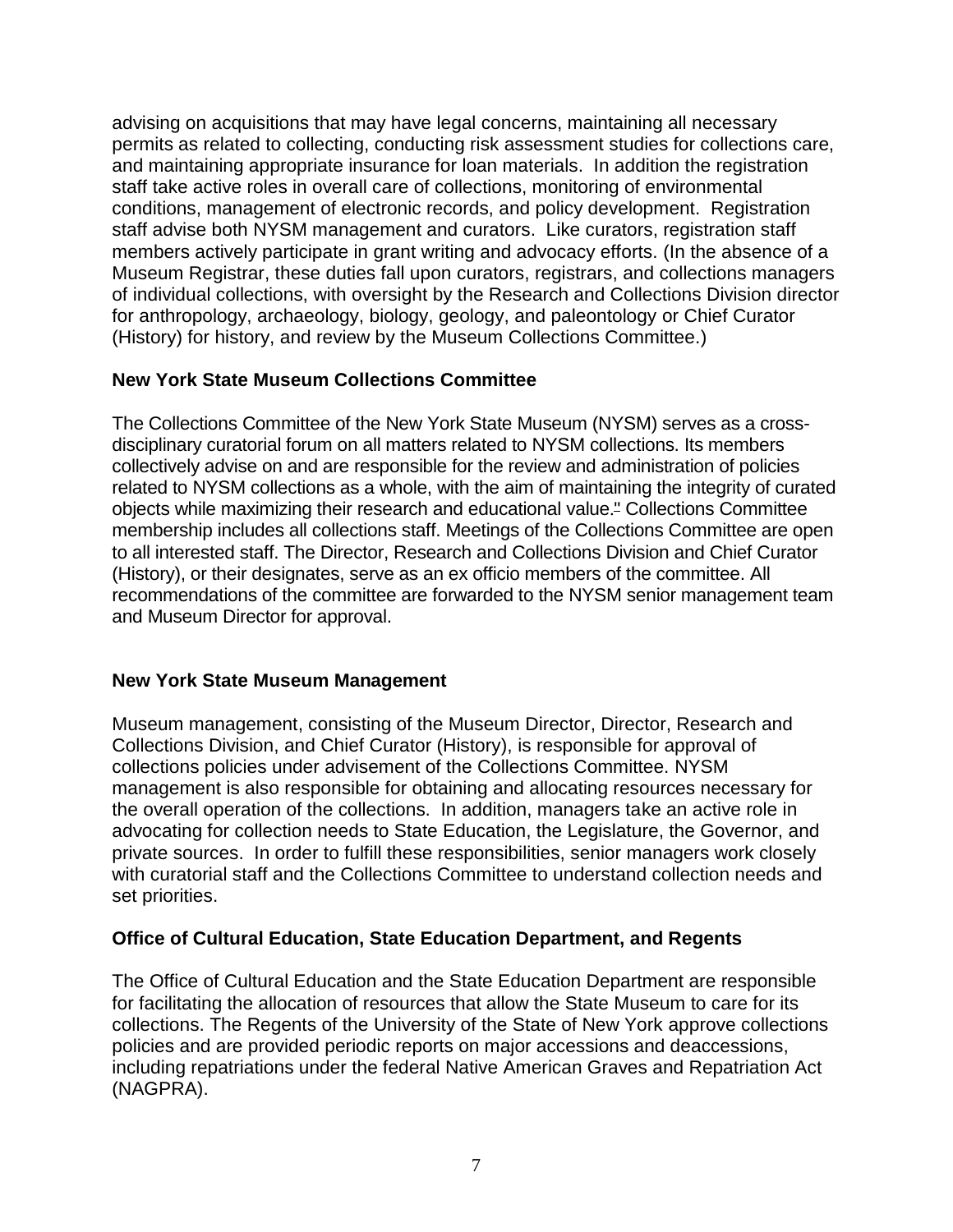advising on acquisitions that may have legal concerns, maintaining all necessary permits as related to collecting, conducting risk assessment studies for collections care, and maintaining appropriate insurance for loan materials. In addition the registration staff take active roles in overall care of collections, monitoring of environmental conditions, management of electronic records, and policy development. Registration staff advise both NYSM management and curators. Like curators, registration staff members actively participate in grant writing and advocacy efforts. (In the absence of a Museum Registrar, these duties fall upon curators, registrars, and collections managers of individual collections, with oversight by the Research and Collections Division director for anthropology, archaeology, biology, geology, and paleontology or Chief Curator (History) for history, and review by the Museum Collections Committee.)

**New York State Museum Collections Committee**

The Collections Committee of the New York State Museum (NYSM) serves as a cross-disciplinary curatorial forum on all matters related to NYSM collections. Its members collectively advise on and are responsible for the review and administration of policies related to NYSM collections as a whole, with the aim of maintaining the integrity of curated objects while maximizing their research and educational value." Collections Committee membership includes all collections staff. Meetings of the Collections Committee are open to all interested staff. The Director, Research and Collections Division and Chief Curator (History), or their designates, serve as an ex officio members of the committee. All recommendations of the committee are forwarded to the NYSM senior management team and Museum Director for approval.

**New York State Museum Management**

Museum management, consisting of the Museum Director, Director, Research and Collections Division, and Chief Curator (History), is responsible for approval of collections policies under advisement of the Collections Committee. NYSM management is also responsible for obtaining and allocating resources necessary for the overall operation of the collections. In addition, managers take an active role in advocating for collection needs to State Education, the Legislature, the Governor, and private sources. In order to fulfill these responsibilities, senior managers work closely with curatorial staff and the Collections Committee to understand collection needs and set priorities.

**Office of Cultural Education, State Education Department, and Regents**

The Office of Cultural Education and the State Education Department are responsible for facilitating the allocation of resources that allow the State Museum to care for its collections. The Regents of the University of the State of New York approve collections policies and are provided periodic reports on major accessions and deaccessions, including repatriations under the federal Native American Graves and Repatriation Act (NAGPRA).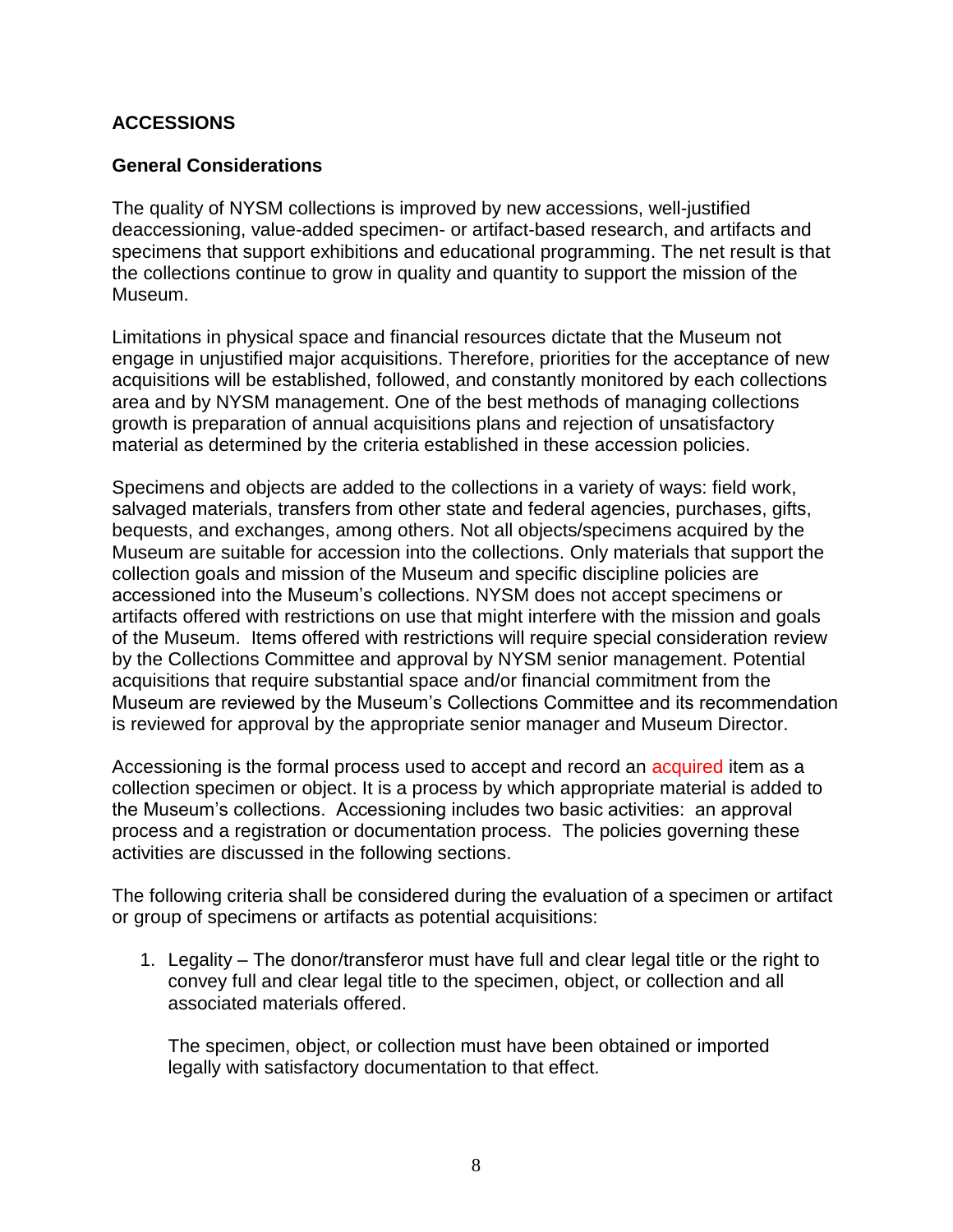## ACCESSIONS

### General Considerations

The quality of NYSM collections is improved by new accessions, well-justified deaccessioning, value-added specimen- or artifact-based research, and artifacts and specimens that support exhibitions and educational programming. The net result is that the collections continue to grow in quality and quantity to support the mission of the Museum.

Limitations in physical space and financial resources dictate that the Museum not engage in unjustified major acquisitions. Therefore, priorities for the acceptance of new acquisitions will be established, followed, and constantly monitored by each collections area and by NYSM management. One of the best methods of managing collections growth is preparation of annual acquisitions plans and rejection of unsatisfactory material as determined by the criteria established in these accession policies.

Specimens and objects are added to the collections in a variety of ways: field work, salvaged materials, transfers from other state and federal agencies, purchases, gifts, bequests, and exchanges, among others. Not all objects/specimens acquired by the Museum are suitable for accession into the collections. Only materials that support the collection goals and mission of the Museum and specific discipline policies are accessioned into the Museum's collections. NYSM does not accept specimens or artifacts offered with restrictions on use that might interfere with the mission and goals of the Museum. Items offered with restrictions will require special consideration review by the Collections Committee and approval by NYSM senior management. Potential acquisitions that require substantial space and/or financial commitment from the Museum are reviewed by the Museum's Collections Committee and its recommendation is reviewed for approval by the appropriate senior manager and Museum Director.

Accessioning is the formal process used to accept and record an acquired item as a collection specimen or object. It is a process by which appropriate material is added to the Museum's collections. Accessioning includes two basic activities: an approval process and a registration or documentation process. The policies governing these activities are discussed in the following sections.

The following criteria shall be considered during the evaluation of a specimen or artifact or group of specimens or artifacts as potential acquisitions:

1. Legality – The donor/transferor must have full and clear legal title or the right to convey full and clear legal title to the specimen, object, or collection and all associated materials offered.

   The specimen, object, or collection must have been obtained or imported legally with satisfactory documentation to that effect.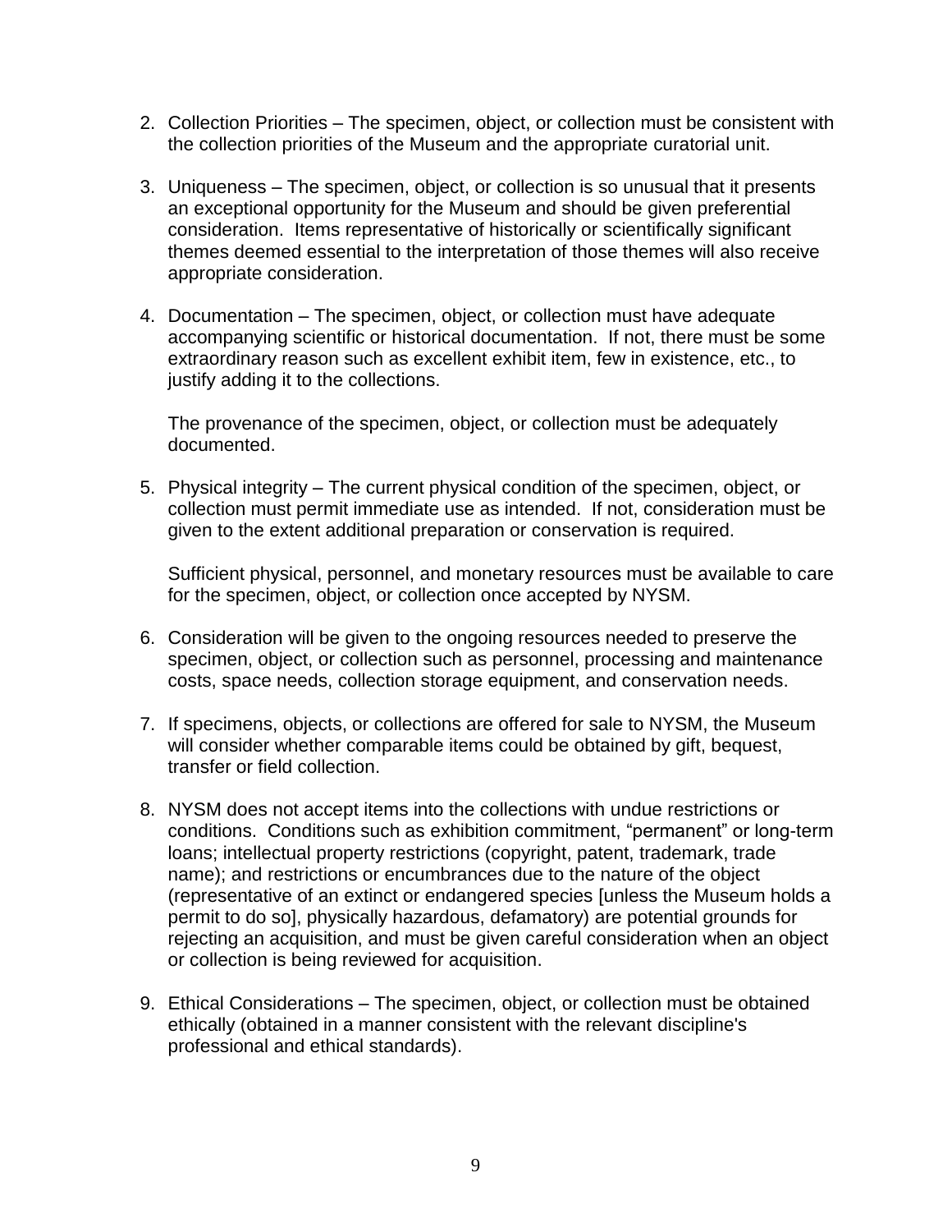2. Collection Priorities – The specimen, object, or collection must be consistent with the collection priorities of the Museum and the appropriate curatorial unit.

3. Uniqueness – The specimen, object, or collection is so unusual that it presents an exceptional opportunity for the Museum and should be given preferential consideration. Items representative of historically or scientifically significant themes deemed essential to the interpretation of those themes will also receive appropriate consideration.

4. Documentation – The specimen, object, or collection must have adequate accompanying scientific or historical documentation. If not, there must be some extraordinary reason such as excellent exhibit item, few in existence, etc., to justify adding it to the collections.

   The provenance of the specimen, object, or collection must be adequately documented.

5. Physical integrity – The current physical condition of the specimen, object, or collection must permit immediate use as intended. If not, consideration must be given to the extent additional preparation or conservation is required.

   Sufficient physical, personnel, and monetary resources must be available to care for the specimen, object, or collection once accepted by NYSM.

6. Consideration will be given to the ongoing resources needed to preserve the specimen, object, or collection such as personnel, processing and maintenance costs, space needs, collection storage equipment, and conservation needs.

7. If specimens, objects, or collections are offered for sale to NYSM, the Museum will consider whether comparable items could be obtained by gift, bequest, transfer or field collection.

8. NYSM does not accept items into the collections with undue restrictions or conditions. Conditions such as exhibition commitment, “permanent” or long-term loans; intellectual property restrictions (copyright, patent, trademark, trade name); and restrictions or encumbrances due to the nature of the object (representative of an extinct or endangered species [unless the Museum holds a permit to do so], physically hazardous, defamatory) are potential grounds for rejecting an acquisition, and must be given careful consideration when an object or collection is being reviewed for acquisition.

9. Ethical Considerations – The specimen, object, or collection must be obtained ethically (obtained in a manner consistent with the relevant discipline's professional and ethical standards).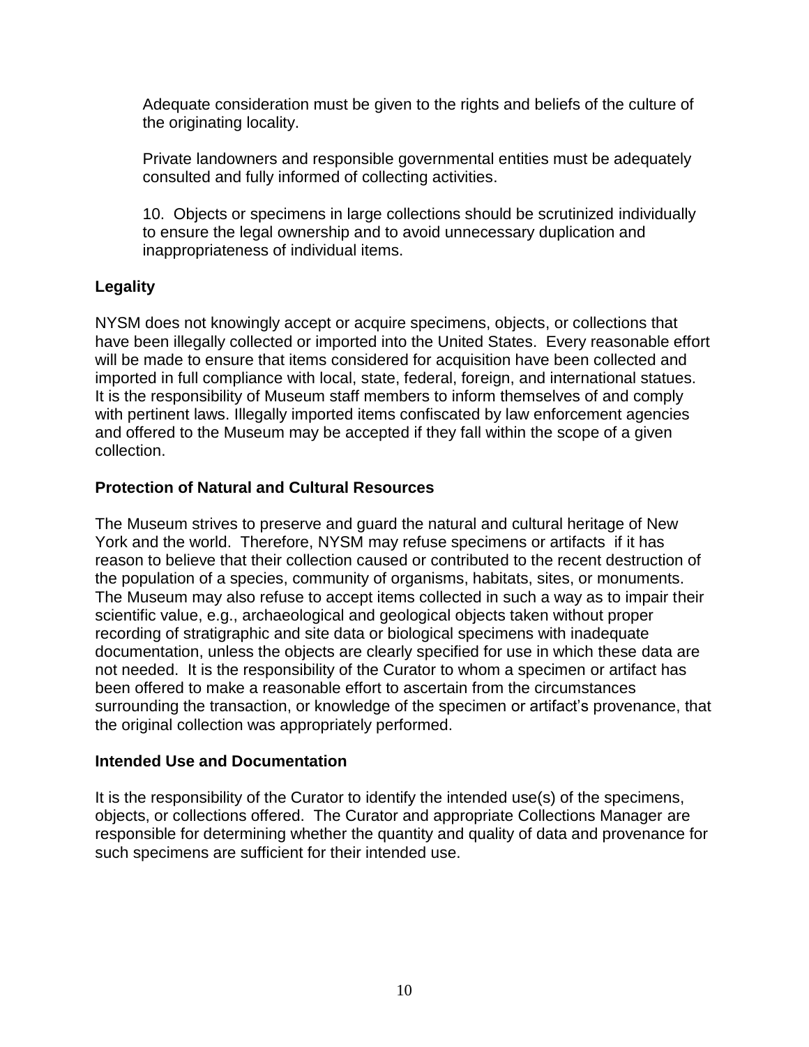Adequate consideration must be given to the rights and beliefs of the culture of the originating locality.

Private landowners and responsible governmental entities must be adequately consulted and fully informed of collecting activities.

10. Objects or specimens in large collections should be scrutinized individually to ensure the legal ownership and to avoid unnecessary duplication and inappropriateness of individual items.

**Legality**

NYSM does not knowingly accept or acquire specimens, objects, or collections that have been illegally collected or imported into the United States. Every reasonable effort will be made to ensure that items considered for acquisition have been collected and imported in full compliance with local, state, federal, foreign, and international statues. It is the responsibility of Museum staff members to inform themselves of and comply with pertinent laws. Illegally imported items confiscated by law enforcement agencies and offered to the Museum may be accepted if they fall within the scope of a given collection.

**Protection of Natural and Cultural Resources**

The Museum strives to preserve and guard the natural and cultural heritage of New York and the world. Therefore, NYSM may refuse specimens or artifacts if it has reason to believe that their collection caused or contributed to the recent destruction of the population of a species, community of organisms, habitats, sites, or monuments. The Museum may also refuse to accept items collected in such a way as to impair their scientific value, e.g., archaeological and geological objects taken without proper recording of stratigraphic and site data or biological specimens with inadequate documentation, unless the objects are clearly specified for use in which these data are not needed. It is the responsibility of the Curator to whom a specimen or artifact has been offered to make a reasonable effort to ascertain from the circumstances surrounding the transaction, or knowledge of the specimen or artifact's provenance, that the original collection was appropriately performed.

**Intended Use and Documentation**

It is the responsibility of the Curator to identify the intended use(s) of the specimens, objects, or collections offered. The Curator and appropriate Collections Manager are responsible for determining whether the quantity and quality of data and provenance for such specimens are sufficient for their intended use.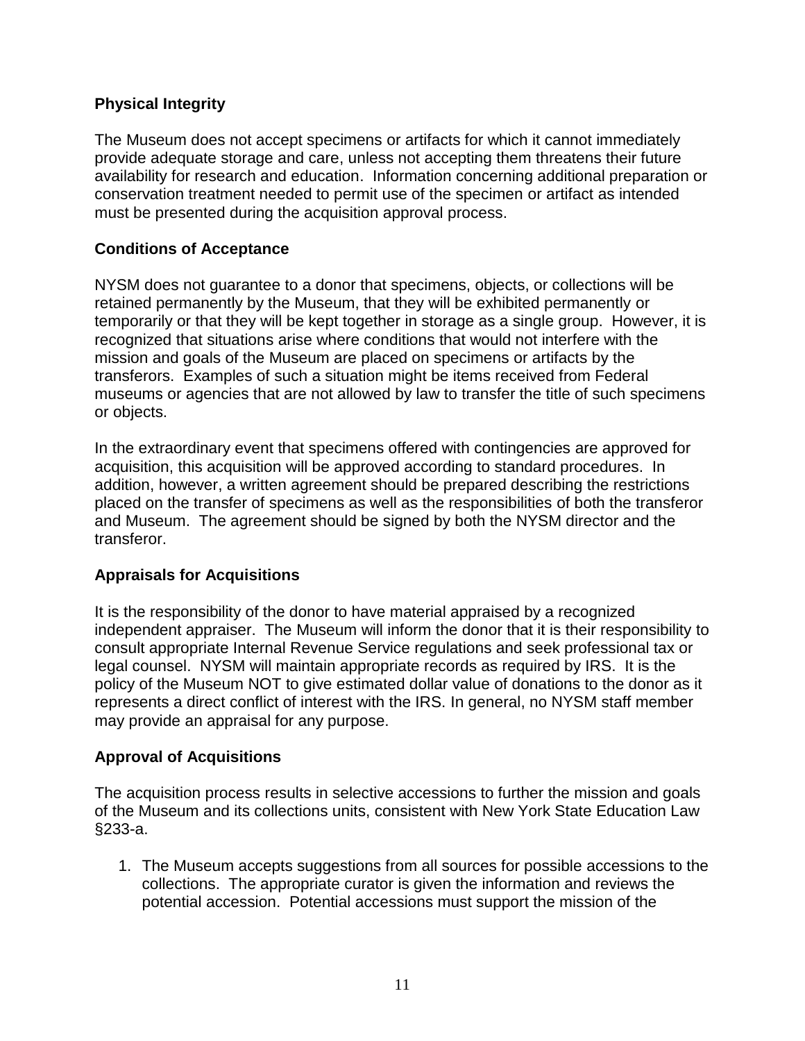### Physical Integrity

The Museum does not accept specimens or artifacts for which it cannot immediately provide adequate storage and care, unless not accepting them threatens their future availability for research and education. Information concerning additional preparation or conservation treatment needed to permit use of the specimen or artifact as intended must be presented during the acquisition approval process.

### Conditions of Acceptance

NYSM does not guarantee to a donor that specimens, objects, or collections will be retained permanently by the Museum, that they will be exhibited permanently or temporarily or that they will be kept together in storage as a single group. However, it is recognized that situations arise where conditions that would not interfere with the mission and goals of the Museum are placed on specimens or artifacts by the transferors. Examples of such a situation might be items received from Federal museums or agencies that are not allowed by law to transfer the title of such specimens or objects.

In the extraordinary event that specimens offered with contingencies are approved for acquisition, this acquisition will be approved according to standard procedures. In addition, however, a written agreement should be prepared describing the restrictions placed on the transfer of specimens as well as the responsibilities of both the transferor and Museum. The agreement should be signed by both the NYSM director and the transferor.

### Appraisals for Acquisitions

It is the responsibility of the donor to have material appraised by a recognized independent appraiser. The Museum will inform the donor that it is their responsibility to consult appropriate Internal Revenue Service regulations and seek professional tax or legal counsel. NYSM will maintain appropriate records as required by IRS. It is the policy of the Museum NOT to give estimated dollar value of donations to the donor as it represents a direct conflict of interest with the IRS. In general, no NYSM staff member may provide an appraisal for any purpose.

### Approval of Acquisitions

The acquisition process results in selective accessions to further the mission and goals of the Museum and its collections units, consistent with New York State Education Law §233-a.

1. The Museum accepts suggestions from all sources for possible accessions to the collections. The appropriate curator is given the information and reviews the potential accession. Potential accessions must support the mission of the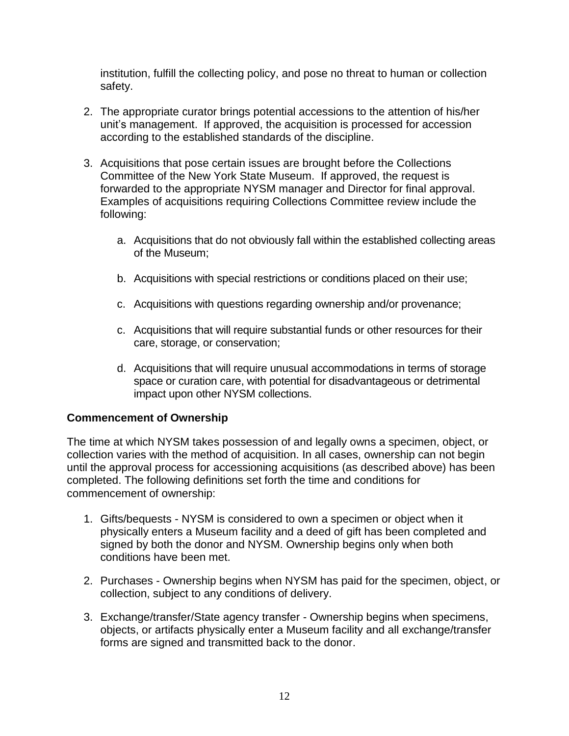institution, fulfill the collecting policy, and pose no threat to human or collection safety.

2. The appropriate curator brings potential accessions to the attention of his/her unit's management. If approved, the acquisition is processed for accession according to the established standards of the discipline.

3. Acquisitions that pose certain issues are brought before the Collections Committee of the New York State Museum. If approved, the request is forwarded to the appropriate NYSM manager and Director for final approval. Examples of acquisitions requiring Collections Committee review include the following:

   a. Acquisitions that do not obviously fall within the established collecting areas of the Museum;

   b. Acquisitions with special restrictions or conditions placed on their use;

   c. Acquisitions with questions regarding ownership and/or provenance;

   c. Acquisitions that will require substantial funds or other resources for their care, storage, or conservation;

   d. Acquisitions that will require unusual accommodations in terms of storage space or curation care, with potential for disadvantageous or detrimental impact upon other NYSM collections.

**Commencement of Ownership**

The time at which NYSM takes possession of and legally owns a specimen, object, or collection varies with the method of acquisition. In all cases, ownership can not begin until the approval process for accessioning acquisitions (as described above) has been completed. The following definitions set forth the time and conditions for commencement of ownership:

1. Gifts/bequests - NYSM is considered to own a specimen or object when it physically enters a Museum facility and a deed of gift has been completed and signed by both the donor and NYSM. Ownership begins only when both conditions have been met.

2. Purchases - Ownership begins when NYSM has paid for the specimen, object, or collection, subject to any conditions of delivery.

3. Exchange/transfer/State agency transfer - Ownership begins when specimens, objects, or artifacts physically enter a Museum facility and all exchange/transfer forms are signed and transmitted back to the donor.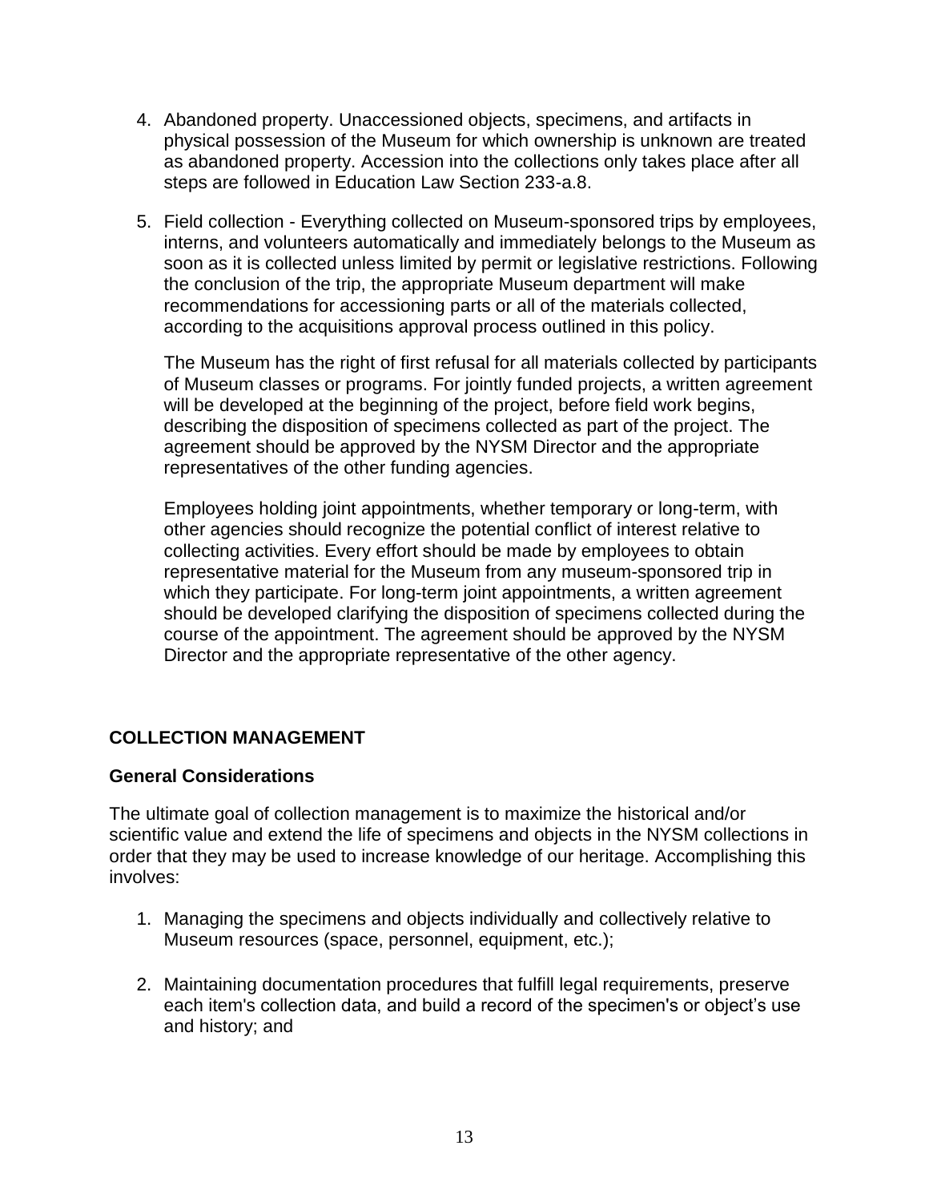4. Abandoned property. Unaccessioned objects, specimens, and artifacts in physical possession of the Museum for which ownership is unknown are treated as abandoned property. Accession into the collections only takes place after all steps are followed in Education Law Section 233-a.8.

5. Field collection - Everything collected on Museum-sponsored trips by employees, interns, and volunteers automatically and immediately belongs to the Museum as soon as it is collected unless limited by permit or legislative restrictions. Following the conclusion of the trip, the appropriate Museum department will make recommendations for accessioning parts or all of the materials collected, according to the acquisitions approval process outlined in this policy.

   The Museum has the right of first refusal for all materials collected by participants of Museum classes or programs. For jointly funded projects, a written agreement will be developed at the beginning of the project, before field work begins, describing the disposition of specimens collected as part of the project. The agreement should be approved by the NYSM Director and the appropriate representatives of the other funding agencies.

   Employees holding joint appointments, whether temporary or long-term, with other agencies should recognize the potential conflict of interest relative to collecting activities. Every effort should be made by employees to obtain representative material for the Museum from any museum-sponsored trip in which they participate. For long-term joint appointments, a written agreement should be developed clarifying the disposition of specimens collected during the course of the appointment. The agreement should be approved by the NYSM Director and the appropriate representative of the other agency.

## COLLECTION MANAGEMENT

### General Considerations

The ultimate goal of collection management is to maximize the historical and/or scientific value and extend the life of specimens and objects in the NYSM collections in order that they may be used to increase knowledge of our heritage. Accomplishing this involves:

1. Managing the specimens and objects individually and collectively relative to Museum resources (space, personnel, equipment, etc.);

2. Maintaining documentation procedures that fulfill legal requirements, preserve each item's collection data, and build a record of the specimen's or object's use and history; and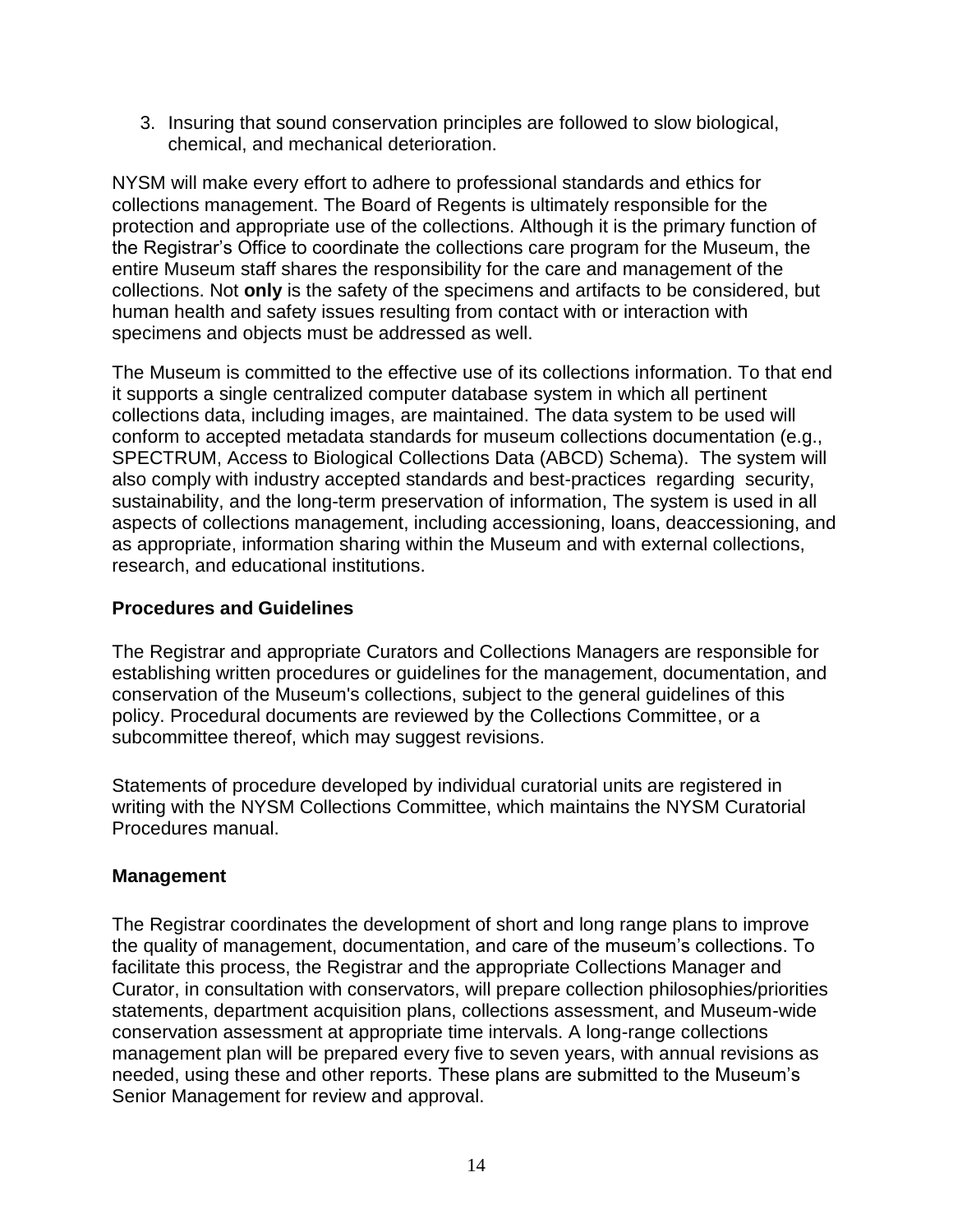3. Insuring that sound conservation principles are followed to slow biological, chemical, and mechanical deterioration.

NYSM will make every effort to adhere to professional standards and ethics for collections management. The Board of Regents is ultimately responsible for the protection and appropriate use of the collections. Although it is the primary function of the Registrar's Office to coordinate the collections care program for the Museum, the entire Museum staff shares the responsibility for the care and management of the collections. Not **only** is the safety of the specimens and artifacts to be considered, but human health and safety issues resulting from contact with or interaction with specimens and objects must be addressed as well.

The Museum is committed to the effective use of its collections information. To that end it supports a single centralized computer database system in which all pertinent collections data, including images, are maintained. The data system to be used will conform to accepted metadata standards for museum collections documentation (e.g., SPECTRUM, Access to Biological Collections Data (ABCD) Schema). The system will also comply with industry accepted standards and best-practices regarding security, sustainability, and the long-term preservation of information, The system is used in all aspects of collections management, including accessioning, loans, deaccessioning, and as appropriate, information sharing within the Museum and with external collections, research, and educational institutions.

## Procedures and Guidelines

The Registrar and appropriate Curators and Collections Managers are responsible for establishing written procedures or guidelines for the management, documentation, and conservation of the Museum's collections, subject to the general guidelines of this policy. Procedural documents are reviewed by the Collections Committee, or a subcommittee thereof, which may suggest revisions.

Statements of procedure developed by individual curatorial units are registered in writing with the NYSM Collections Committee, which maintains the NYSM Curatorial Procedures manual.

## Management

The Registrar coordinates the development of short and long range plans to improve the quality of management, documentation, and care of the museum's collections. To facilitate this process, the Registrar and the appropriate Collections Manager and Curator, in consultation with conservators, will prepare collection philosophies/priorities statements, department acquisition plans, collections assessment, and Museum-wide conservation assessment at appropriate time intervals. A long-range collections management plan will be prepared every five to seven years, with annual revisions as needed, using these and other reports. These plans are submitted to the Museum's Senior Management for review and approval.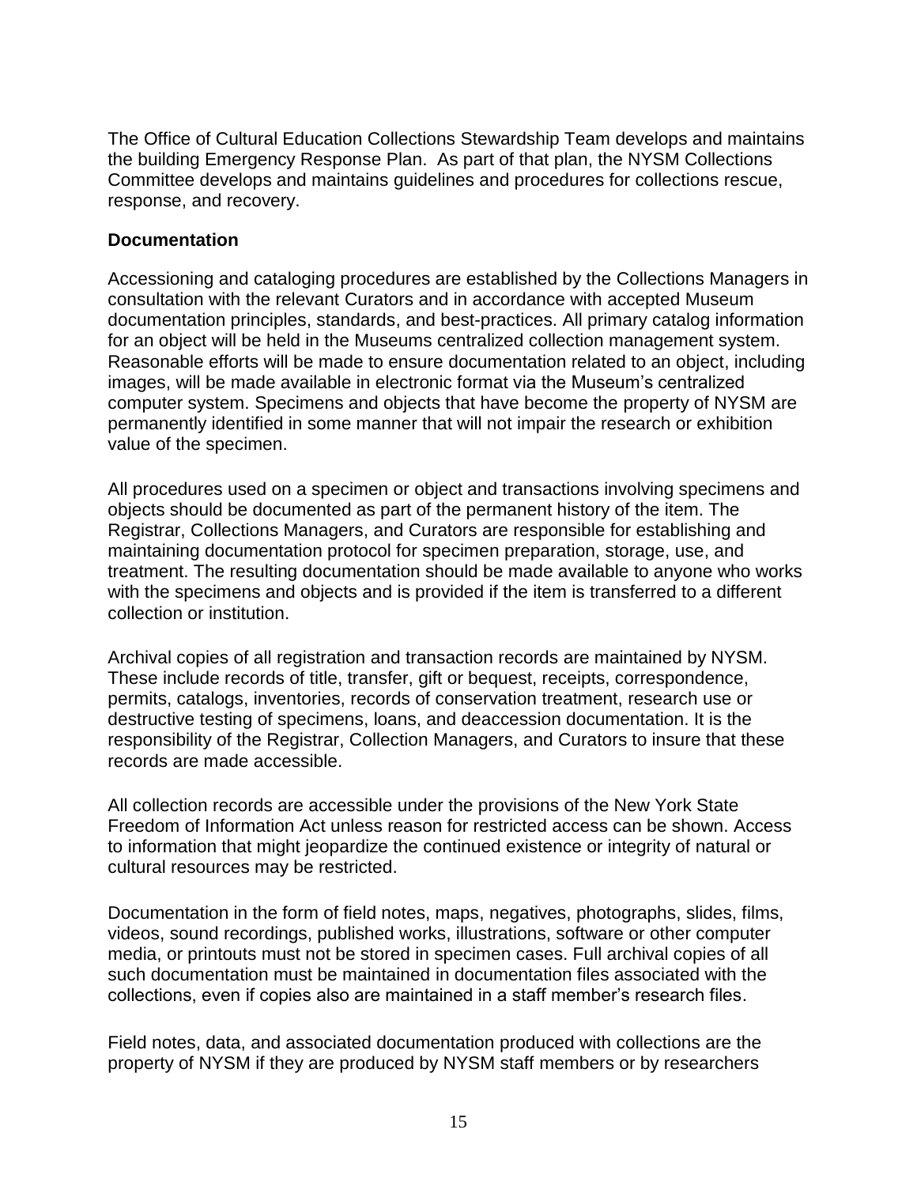The Office of Cultural Education Collections Stewardship Team develops and maintains the building Emergency Response Plan.  As part of that plan, the NYSM Collections Committee develops and maintains guidelines and procedures for collections rescue, response, and recovery.

**Documentation**

Accessioning and cataloging procedures are established by the Collections Managers in consultation with the relevant Curators and in accordance with accepted Museum documentation principles, standards, and best-practices. All primary catalog information for an object will be held in the Museums centralized collection management system. Reasonable efforts will be made to ensure documentation related to an object, including images, will be made available in electronic format via the Museum's centralized computer system. Specimens and objects that have become the property of NYSM are permanently identified in some manner that will not impair the research or exhibition value of the specimen.

All procedures used on a specimen or object and transactions involving specimens and objects should be documented as part of the permanent history of the item. The Registrar, Collections Managers, and Curators are responsible for establishing and maintaining documentation protocol for specimen preparation, storage, use, and treatment. The resulting documentation should be made available to anyone who works with the specimens and objects and is provided if the item is transferred to a different collection or institution.

Archival copies of all registration and transaction records are maintained by NYSM. These include records of title, transfer, gift or bequest, receipts, correspondence, permits, catalogs, inventories, records of conservation treatment, research use or destructive testing of specimens, loans, and deaccession documentation. It is the responsibility of the Registrar, Collection Managers, and Curators to insure that these records are made accessible.

All collection records are accessible under the provisions of the New York State Freedom of Information Act unless reason for restricted access can be shown. Access to information that might jeopardize the continued existence or integrity of natural or cultural resources may be restricted.

Documentation in the form of field notes, maps, negatives, photographs, slides, films, videos, sound recordings, published works, illustrations, software or other computer media, or printouts must not be stored in specimen cases. Full archival copies of all such documentation must be maintained in documentation files associated with the collections, even if copies also are maintained in a staff member's research files.

Field notes, data, and associated documentation produced with collections are the property of NYSM if they are produced by NYSM staff members or by researchers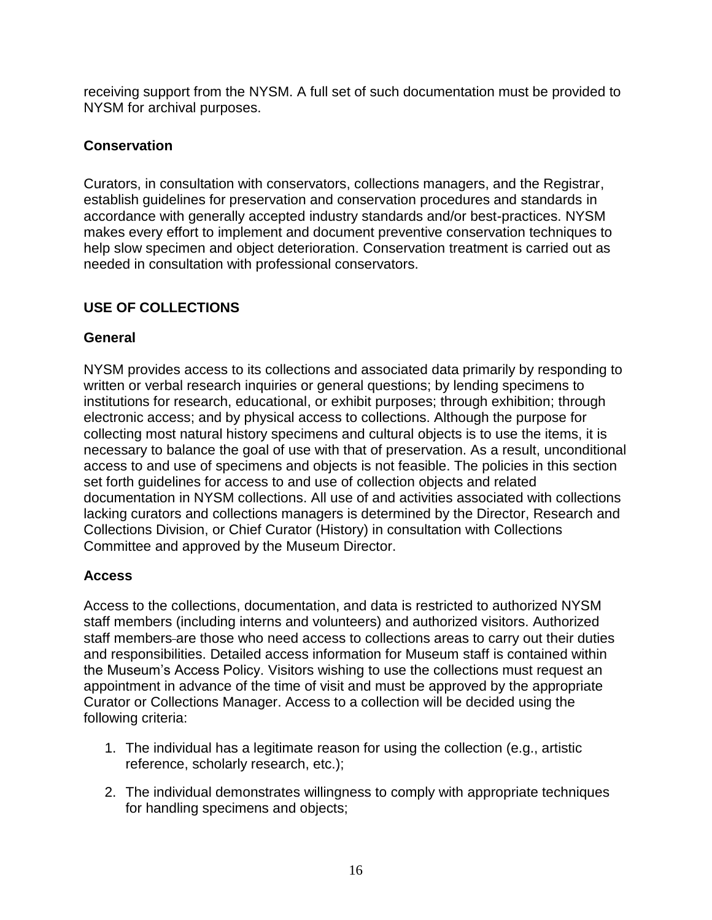receiving support from the NYSM. A full set of such documentation must be provided to NYSM for archival purposes.

### Conservation

Curators, in consultation with conservators, collections managers, and the Registrar, establish guidelines for preservation and conservation procedures and standards in accordance with generally accepted industry standards and/or best-practices. NYSM makes every effort to implement and document preventive conservation techniques to help slow specimen and object deterioration. Conservation treatment is carried out as needed in consultation with professional conservators.

## USE OF COLLECTIONS

### General

NYSM provides access to its collections and associated data primarily by responding to written or verbal research inquiries or general questions; by lending specimens to institutions for research, educational, or exhibit purposes; through exhibition; through electronic access; and by physical access to collections. Although the purpose for collecting most natural history specimens and cultural objects is to use the items, it is necessary to balance the goal of use with that of preservation. As a result, unconditional access to and use of specimens and objects is not feasible. The policies in this section set forth guidelines for access to and use of collection objects and related documentation in NYSM collections. All use of and activities associated with collections lacking curators and collections managers is determined by the Director, Research and Collections Division, or Chief Curator (History) in consultation with Collections Committee and approved by the Museum Director.

### Access

Access to the collections, documentation, and data is restricted to authorized NYSM staff members (including interns and volunteers) and authorized visitors. Authorized staff members are those who need access to collections areas to carry out their duties and responsibilities. Detailed access information for Museum staff is contained within the Museum's Access Policy. Visitors wishing to use the collections must request an appointment in advance of the time of visit and must be approved by the appropriate Curator or Collections Manager. Access to a collection will be decided using the following criteria:

1. The individual has a legitimate reason for using the collection (e.g., artistic reference, scholarly research, etc.);
2. The individual demonstrates willingness to comply with appropriate techniques for handling specimens and objects;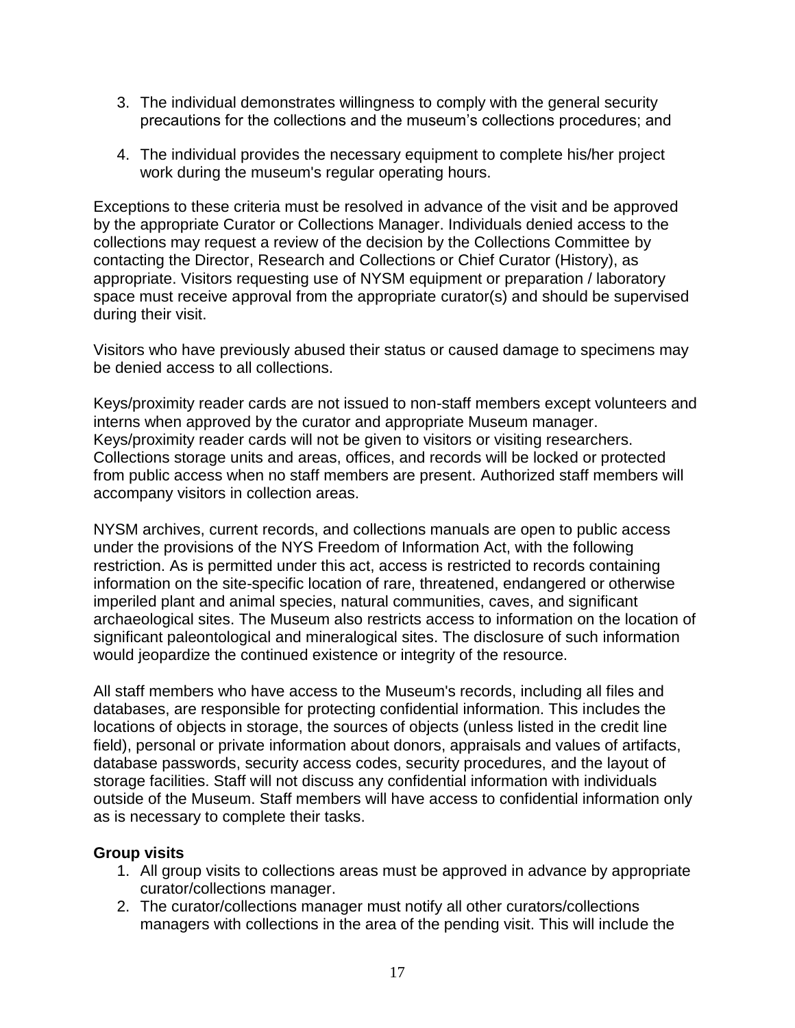3. The individual demonstrates willingness to comply with the general security precautions for the collections and the museum's collections procedures; and

4. The individual provides the necessary equipment to complete his/her project work during the museum's regular operating hours.

Exceptions to these criteria must be resolved in advance of the visit and be approved by the appropriate Curator or Collections Manager. Individuals denied access to the collections may request a review of the decision by the Collections Committee by contacting the Director, Research and Collections or Chief Curator (History), as appropriate. Visitors requesting use of NYSM equipment or preparation / laboratory space must receive approval from the appropriate curator(s) and should be supervised during their visit.

Visitors who have previously abused their status or caused damage to specimens may be denied access to all collections.

Keys/proximity reader cards are not issued to non-staff members except volunteers and interns when approved by the curator and appropriate Museum manager. Keys/proximity reader cards will not be given to visitors or visiting researchers. Collections storage units and areas, offices, and records will be locked or protected from public access when no staff members are present. Authorized staff members will accompany visitors in collection areas.

NYSM archives, current records, and collections manuals are open to public access under the provisions of the NYS Freedom of Information Act, with the following restriction. As is permitted under this act, access is restricted to records containing information on the site-specific location of rare, threatened, endangered or otherwise imperiled plant and animal species, natural communities, caves, and significant archaeological sites. The Museum also restricts access to information on the location of significant paleontological and mineralogical sites. The disclosure of such information would jeopardize the continued existence or integrity of the resource.

All staff members who have access to the Museum's records, including all files and databases, are responsible for protecting confidential information. This includes the locations of objects in storage, the sources of objects (unless listed in the credit line field), personal or private information about donors, appraisals and values of artifacts, database passwords, security access codes, security procedures, and the layout of storage facilities. Staff will not discuss any confidential information with individuals outside of the Museum. Staff members will have access to confidential information only as is necessary to complete their tasks.

**Group visits**

1. All group visits to collections areas must be approved in advance by appropriate curator/collections manager.
2. The curator/collections manager must notify all other curators/collections managers with collections in the area of the pending visit. This will include the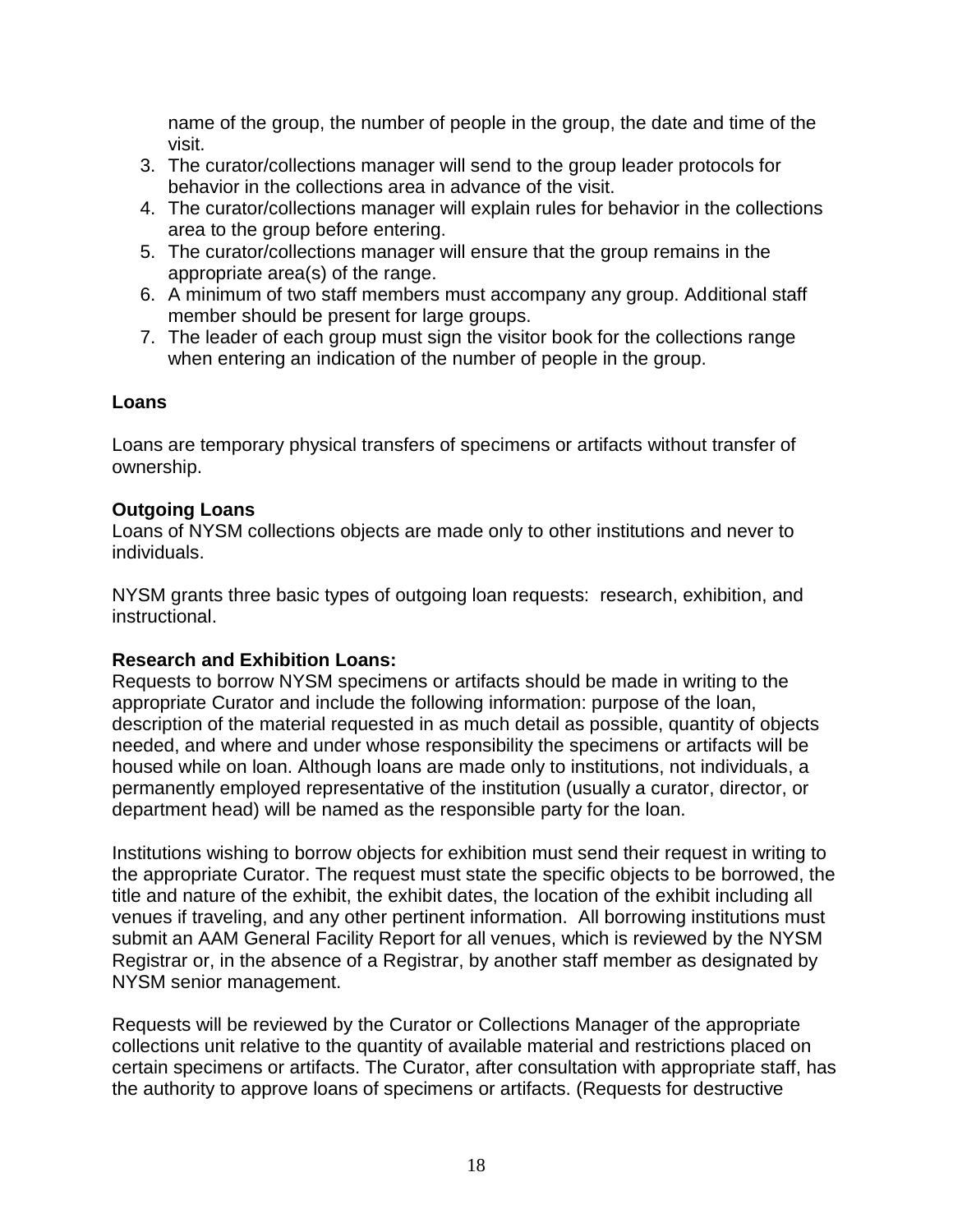name of the group, the number of people in the group, the date and time of the visit.

3. The curator/collections manager will send to the group leader protocols for behavior in the collections area in advance of the visit.
4. The curator/collections manager will explain rules for behavior in the collections area to the group before entering.
5. The curator/collections manager will ensure that the group remains in the appropriate area(s) of the range.
6. A minimum of two staff members must accompany any group. Additional staff member should be present for large groups.
7. The leader of each group must sign the visitor book for the collections range when entering an indication of the number of people in the group.

**Loans**

Loans are temporary physical transfers of specimens or artifacts without transfer of ownership.

**Outgoing Loans**

Loans of NYSM collections objects are made only to other institutions and never to individuals.

NYSM grants three basic types of outgoing loan requests: research, exhibition, and instructional.

**Research and Exhibition Loans:**

Requests to borrow NYSM specimens or artifacts should be made in writing to the appropriate Curator and include the following information: purpose of the loan, description of the material requested in as much detail as possible, quantity of objects needed, and where and under whose responsibility the specimens or artifacts will be housed while on loan. Although loans are made only to institutions, not individuals, a permanently employed representative of the institution (usually a curator, director, or department head) will be named as the responsible party for the loan.

Institutions wishing to borrow objects for exhibition must send their request in writing to the appropriate Curator. The request must state the specific objects to be borrowed, the title and nature of the exhibit, the exhibit dates, the location of the exhibit including all venues if traveling, and any other pertinent information. All borrowing institutions must submit an AAM General Facility Report for all venues, which is reviewed by the NYSM Registrar or, in the absence of a Registrar, by another staff member as designated by NYSM senior management.

Requests will be reviewed by the Curator or Collections Manager of the appropriate collections unit relative to the quantity of available material and restrictions placed on certain specimens or artifacts. The Curator, after consultation with appropriate staff, has the authority to approve loans of specimens or artifacts. (Requests for destructive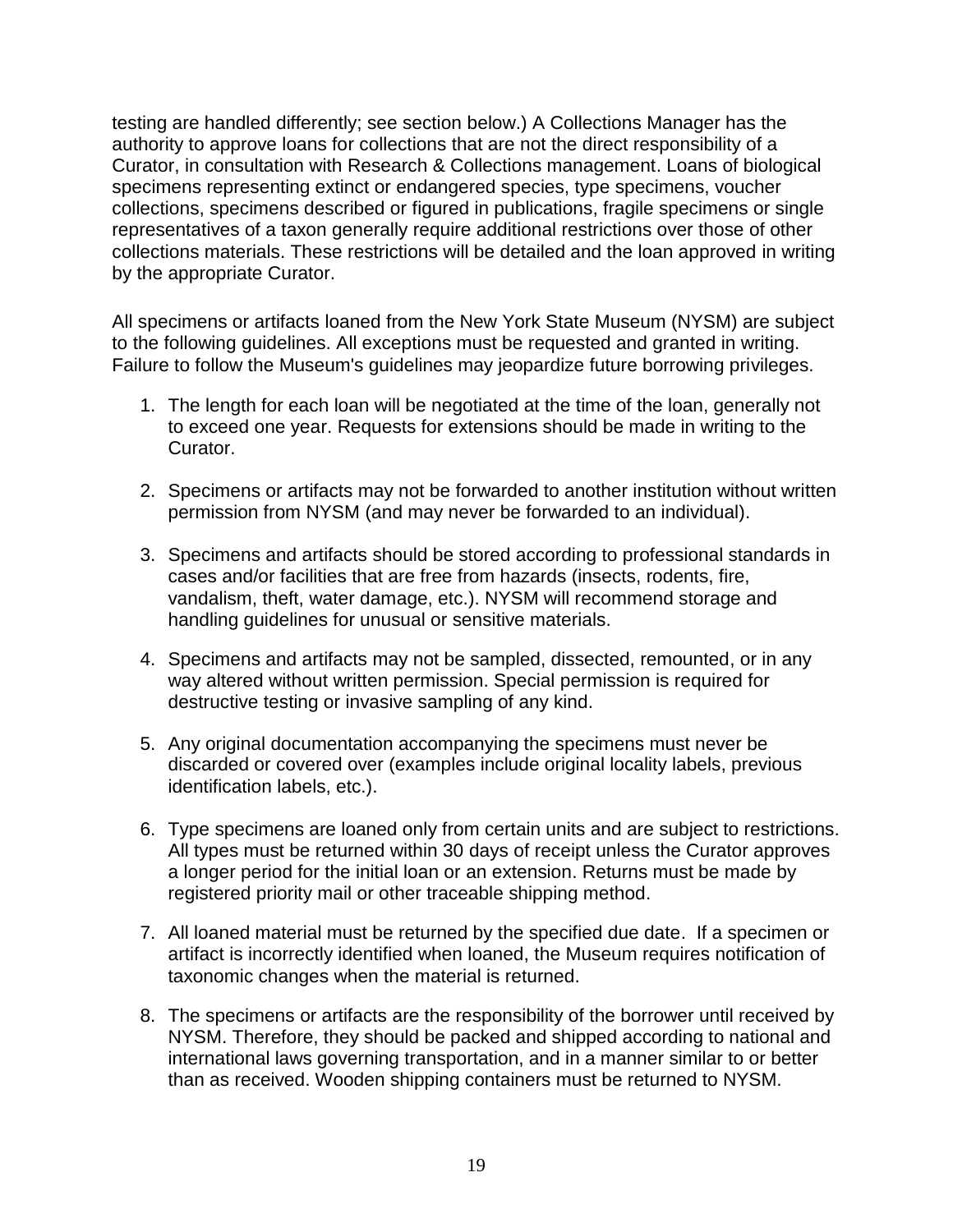testing are handled differently; see section below.) A Collections Manager has the authority to approve loans for collections that are not the direct responsibility of a Curator, in consultation with Research & Collections management. Loans of biological specimens representing extinct or endangered species, type specimens, voucher collections, specimens described or figured in publications, fragile specimens or single representatives of a taxon generally require additional restrictions over those of other collections materials. These restrictions will be detailed and the loan approved in writing by the appropriate Curator.

All specimens or artifacts loaned from the New York State Museum (NYSM) are subject to the following guidelines. All exceptions must be requested and granted in writing. Failure to follow the Museum's guidelines may jeopardize future borrowing privileges.

1. The length for each loan will be negotiated at the time of the loan, generally not to exceed one year. Requests for extensions should be made in writing to the Curator.

2. Specimens or artifacts may not be forwarded to another institution without written permission from NYSM (and may never be forwarded to an individual).

3. Specimens and artifacts should be stored according to professional standards in cases and/or facilities that are free from hazards (insects, rodents, fire, vandalism, theft, water damage, etc.). NYSM will recommend storage and handling guidelines for unusual or sensitive materials.

4. Specimens and artifacts may not be sampled, dissected, remounted, or in any way altered without written permission. Special permission is required for destructive testing or invasive sampling of any kind.

5. Any original documentation accompanying the specimens must never be discarded or covered over (examples include original locality labels, previous identification labels, etc.).

6. Type specimens are loaned only from certain units and are subject to restrictions. All types must be returned within 30 days of receipt unless the Curator approves a longer period for the initial loan or an extension. Returns must be made by registered priority mail or other traceable shipping method.

7. All loaned material must be returned by the specified due date. If a specimen or artifact is incorrectly identified when loaned, the Museum requires notification of taxonomic changes when the material is returned.

8. The specimens or artifacts are the responsibility of the borrower until received by NYSM. Therefore, they should be packed and shipped according to national and international laws governing transportation, and in a manner similar to or better than as received. Wooden shipping containers must be returned to NYSM.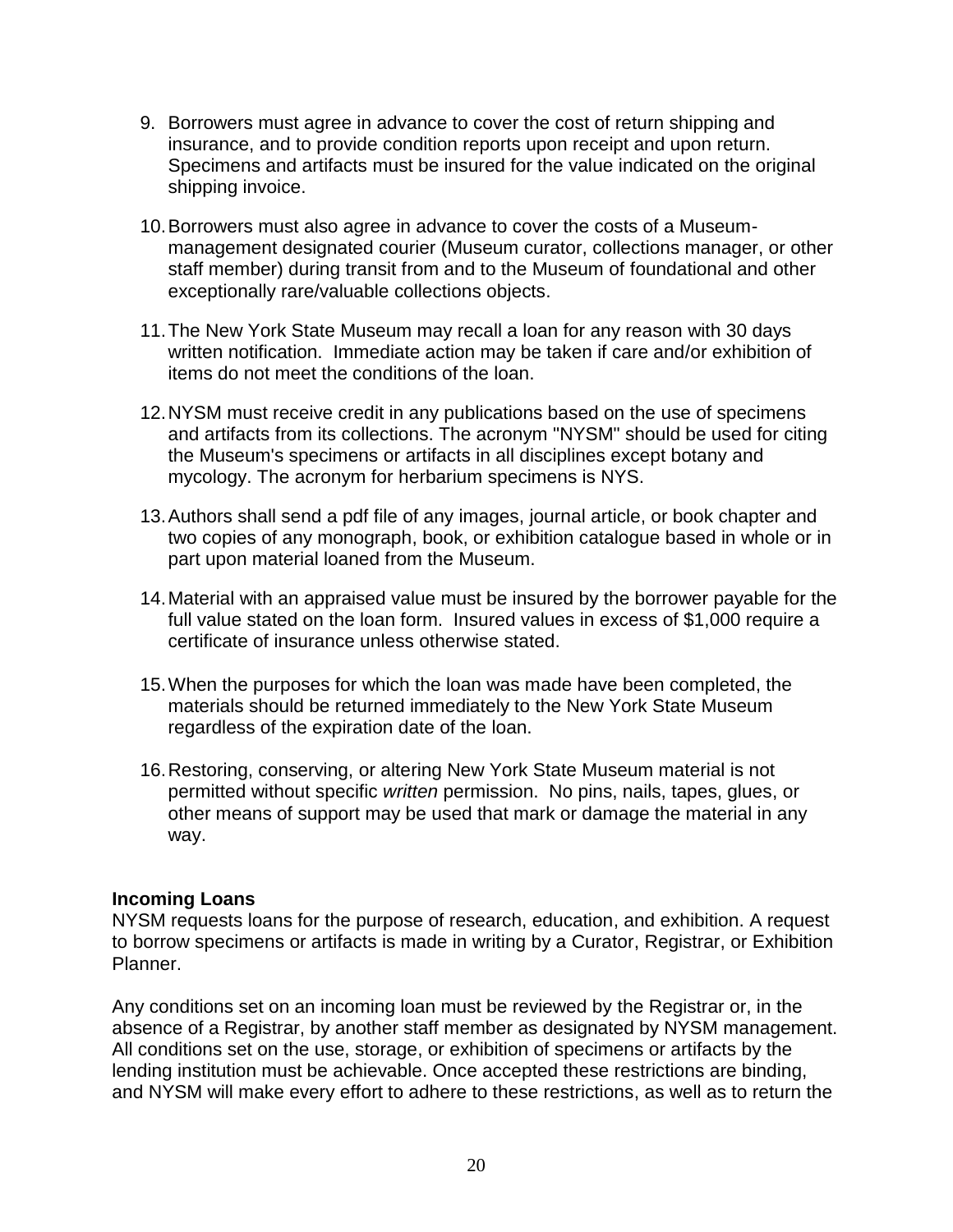9. Borrowers must agree in advance to cover the cost of return shipping and insurance, and to provide condition reports upon receipt and upon return. Specimens and artifacts must be insured for the value indicated on the original shipping invoice.

10. Borrowers must also agree in advance to cover the costs of a Museum-management designated courier (Museum curator, collections manager, or other staff member) during transit from and to the Museum of foundational and other exceptionally rare/valuable collections objects.

11. The New York State Museum may recall a loan for any reason with 30 days written notification. Immediate action may be taken if care and/or exhibition of items do not meet the conditions of the loan.

12. NYSM must receive credit in any publications based on the use of specimens and artifacts from its collections. The acronym "NYSM" should be used for citing the Museum's specimens or artifacts in all disciplines except botany and mycology. The acronym for herbarium specimens is NYS.

13. Authors shall send a pdf file of any images, journal article, or book chapter and two copies of any monograph, book, or exhibition catalogue based in whole or in part upon material loaned from the Museum.

14. Material with an appraised value must be insured by the borrower payable for the full value stated on the loan form. Insured values in excess of $1,000 require a certificate of insurance unless otherwise stated.

15. When the purposes for which the loan was made have been completed, the materials should be returned immediately to the New York State Museum regardless of the expiration date of the loan.

16. Restoring, conserving, or altering New York State Museum material is not permitted without specific *written* permission. No pins, nails, tapes, glues, or other means of support may be used that mark or damage the material in any way.

**Incoming Loans**

NYSM requests loans for the purpose of research, education, and exhibition. A request to borrow specimens or artifacts is made in writing by a Curator, Registrar, or Exhibition Planner.

Any conditions set on an incoming loan must be reviewed by the Registrar or, in the absence of a Registrar, by another staff member as designated by NYSM management. All conditions set on the use, storage, or exhibition of specimens or artifacts by the lending institution must be achievable. Once accepted these restrictions are binding, and NYSM will make every effort to adhere to these restrictions, as well as to return the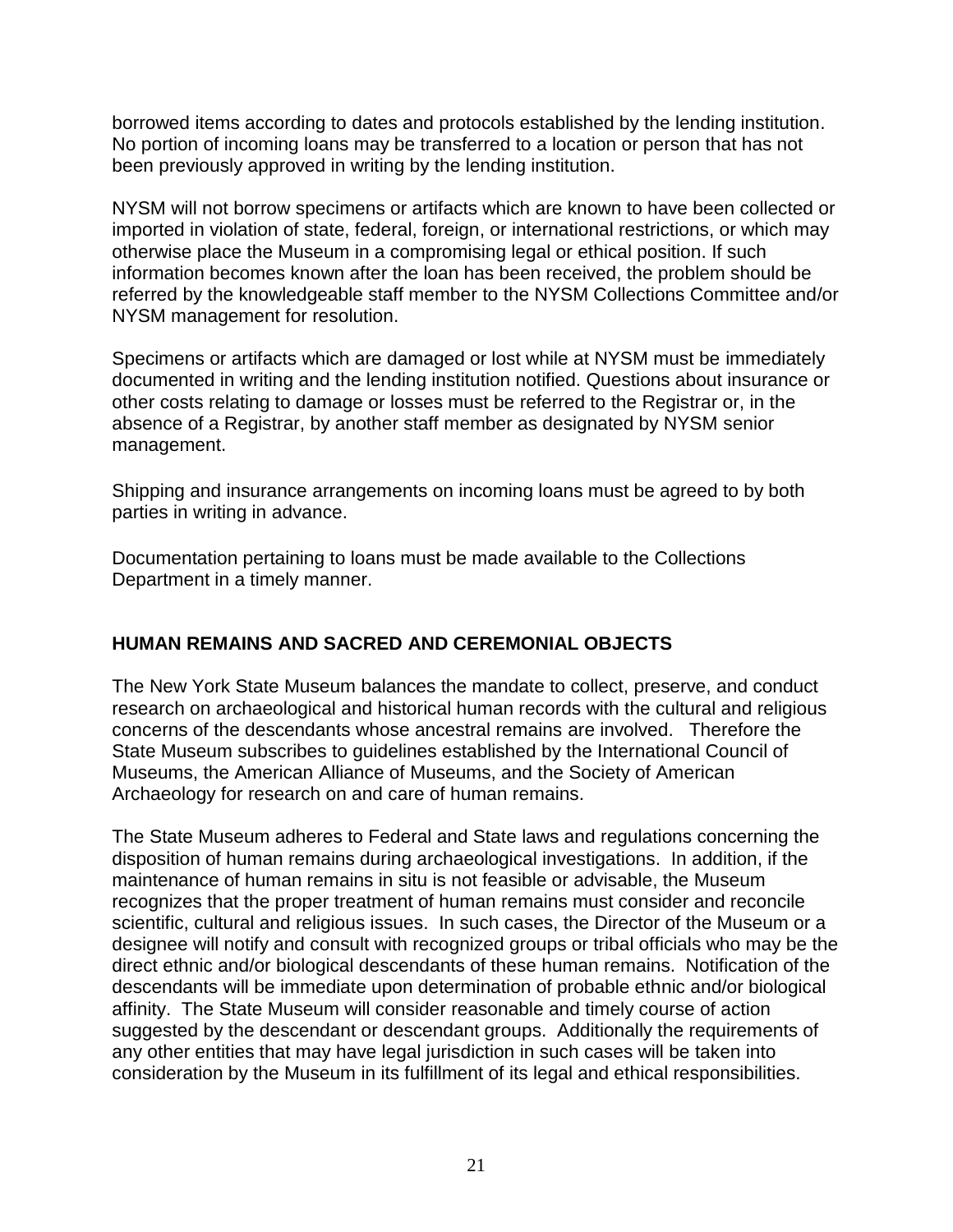borrowed items according to dates and protocols established by the lending institution. No portion of incoming loans may be transferred to a location or person that has not been previously approved in writing by the lending institution.

NYSM will not borrow specimens or artifacts which are known to have been collected or imported in violation of state, federal, foreign, or international restrictions, or which may otherwise place the Museum in a compromising legal or ethical position. If such information becomes known after the loan has been received, the problem should be referred by the knowledgeable staff member to the NYSM Collections Committee and/or NYSM management for resolution.

Specimens or artifacts which are damaged or lost while at NYSM must be immediately documented in writing and the lending institution notified. Questions about insurance or other costs relating to damage or losses must be referred to the Registrar or, in the absence of a Registrar, by another staff member as designated by NYSM senior management.

Shipping and insurance arrangements on incoming loans must be agreed to by both parties in writing in advance.

Documentation pertaining to loans must be made available to the Collections Department in a timely manner.

## HUMAN REMAINS AND SACRED AND CEREMONIAL OBJECTS

The New York State Museum balances the mandate to collect, preserve, and conduct research on archaeological and historical human records with the cultural and religious concerns of the descendants whose ancestral remains are involved. Therefore the State Museum subscribes to guidelines established by the International Council of Museums, the American Alliance of Museums, and the Society of American Archaeology for research on and care of human remains.

The State Museum adheres to Federal and State laws and regulations concerning the disposition of human remains during archaeological investigations. In addition, if the maintenance of human remains in situ is not feasible or advisable, the Museum recognizes that the proper treatment of human remains must consider and reconcile scientific, cultural and religious issues. In such cases, the Director of the Museum or a designee will notify and consult with recognized groups or tribal officials who may be the direct ethnic and/or biological descendants of these human remains. Notification of the descendants will be immediate upon determination of probable ethnic and/or biological affinity. The State Museum will consider reasonable and timely course of action suggested by the descendant or descendant groups. Additionally the requirements of any other entities that may have legal jurisdiction in such cases will be taken into consideration by the Museum in its fulfillment of its legal and ethical responsibilities.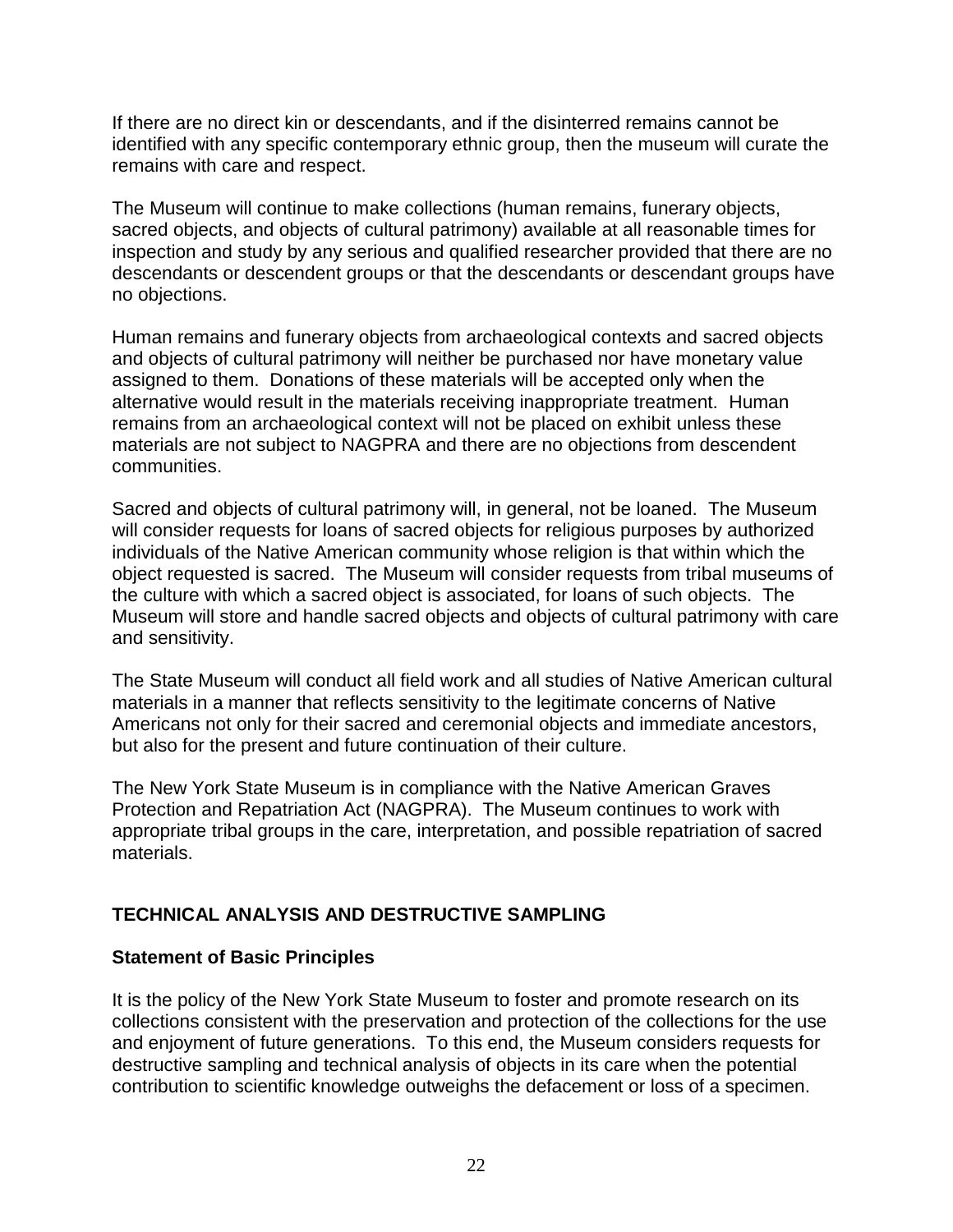If there are no direct kin or descendants, and if the disinterred remains cannot be identified with any specific contemporary ethnic group, then the museum will curate the remains with care and respect.

The Museum will continue to make collections (human remains, funerary objects, sacred objects, and objects of cultural patrimony) available at all reasonable times for inspection and study by any serious and qualified researcher provided that there are no descendants or descendent groups or that the descendants or descendant groups have no objections.

Human remains and funerary objects from archaeological contexts and sacred objects and objects of cultural patrimony will neither be purchased nor have monetary value assigned to them. Donations of these materials will be accepted only when the alternative would result in the materials receiving inappropriate treatment. Human remains from an archaeological context will not be placed on exhibit unless these materials are not subject to NAGPRA and there are no objections from descendent communities.

Sacred and objects of cultural patrimony will, in general, not be loaned. The Museum will consider requests for loans of sacred objects for religious purposes by authorized individuals of the Native American community whose religion is that within which the object requested is sacred. The Museum will consider requests from tribal museums of the culture with which a sacred object is associated, for loans of such objects. The Museum will store and handle sacred objects and objects of cultural patrimony with care and sensitivity.

The State Museum will conduct all field work and all studies of Native American cultural materials in a manner that reflects sensitivity to the legitimate concerns of Native Americans not only for their sacred and ceremonial objects and immediate ancestors, but also for the present and future continuation of their culture.

The New York State Museum is in compliance with the Native American Graves Protection and Repatriation Act (NAGPRA). The Museum continues to work with appropriate tribal groups in the care, interpretation, and possible repatriation of sacred materials.

## TECHNICAL ANALYSIS AND DESTRUCTIVE SAMPLING

### Statement of Basic Principles

It is the policy of the New York State Museum to foster and promote research on its collections consistent with the preservation and protection of the collections for the use and enjoyment of future generations. To this end, the Museum considers requests for destructive sampling and technical analysis of objects in its care when the potential contribution to scientific knowledge outweighs the defacement or loss of a specimen.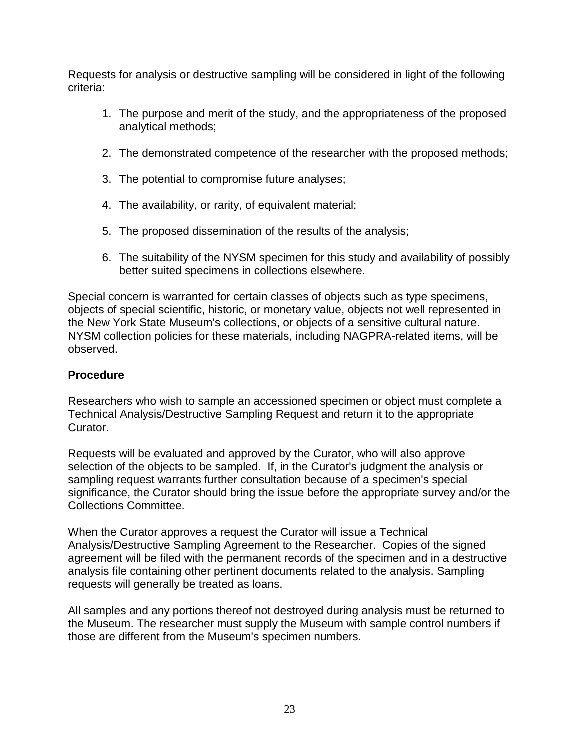Requests for analysis or destructive sampling will be considered in light of the following criteria:

1. The purpose and merit of the study, and the appropriateness of the proposed analytical methods;
2. The demonstrated competence of the researcher with the proposed methods;
3. The potential to compromise future analyses;
4. The availability, or rarity, of equivalent material;
5. The proposed dissemination of the results of the analysis;
6. The suitability of the NYSM specimen for this study and availability of possibly better suited specimens in collections elsewhere.

Special concern is warranted for certain classes of objects such as type specimens, objects of special scientific, historic, or monetary value, objects not well represented in the New York State Museum's collections, or objects of a sensitive cultural nature. NYSM collection policies for these materials, including NAGPRA-related items, will be observed.

**Procedure**

Researchers who wish to sample an accessioned specimen or object must complete a Technical Analysis/Destructive Sampling Request and return it to the appropriate Curator.

Requests will be evaluated and approved by the Curator, who will also approve selection of the objects to be sampled. If, in the Curator's judgment the analysis or sampling request warrants further consultation because of a specimen's special significance, the Curator should bring the issue before the appropriate survey and/or the Collections Committee.

When the Curator approves a request the Curator will issue a Technical Analysis/Destructive Sampling Agreement to the Researcher. Copies of the signed agreement will be filed with the permanent records of the specimen and in a destructive analysis file containing other pertinent documents related to the analysis. Sampling requests will generally be treated as loans.

All samples and any portions thereof not destroyed during analysis must be returned to the Museum. The researcher must supply the Museum with sample control numbers if those are different from the Museum's specimen numbers.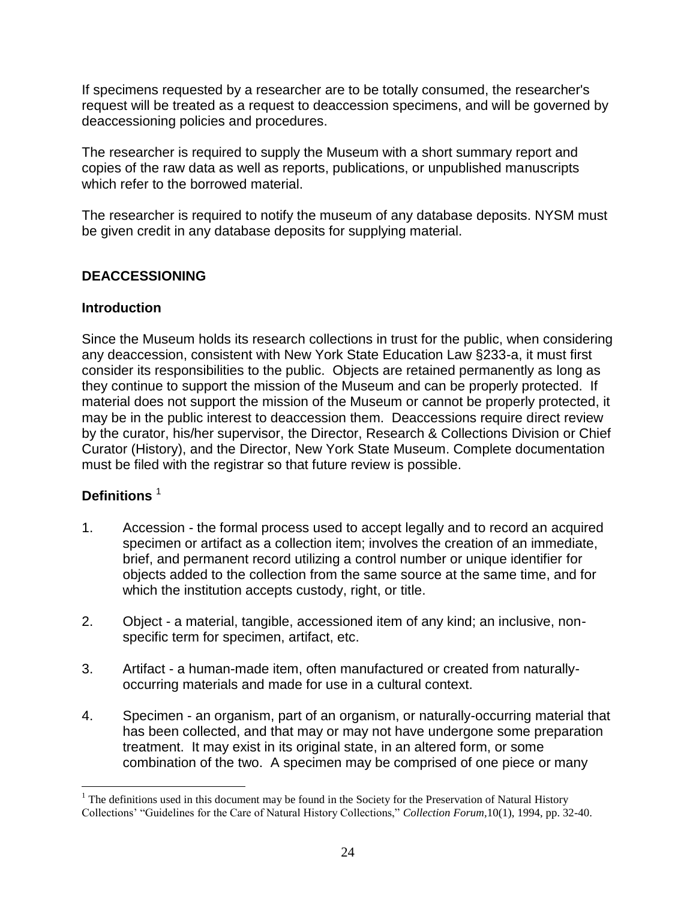If specimens requested by a researcher are to be totally consumed, the researcher's request will be treated as a request to deaccession specimens, and will be governed by deaccessioning policies and procedures.

The researcher is required to supply the Museum with a short summary report and copies of the raw data as well as reports, publications, or unpublished manuscripts which refer to the borrowed material.

The researcher is required to notify the museum of any database deposits. NYSM must be given credit in any database deposits for supplying material.

## DEACCESSIONING

### Introduction

Since the Museum holds its research collections in trust for the public, when considering any deaccession, consistent with New York State Education Law §233-a, it must first consider its responsibilities to the public. Objects are retained permanently as long as they continue to support the mission of the Museum and can be properly protected. If material does not support the mission of the Museum or cannot be properly protected, it may be in the public interest to deaccession them. Deaccessions require direct review by the curator, his/her supervisor, the Director, Research & Collections Division or Chief Curator (History), and the Director, New York State Museum. Complete documentation must be filed with the registrar so that future review is possible.

### Definitions [1]

1. Accession - the formal process used to accept legally and to record an acquired specimen or artifact as a collection item; involves the creation of an immediate, brief, and permanent record utilizing a control number or unique identifier for objects added to the collection from the same source at the same time, and for which the institution accepts custody, right, or title.

2. Object - a material, tangible, accessioned item of any kind; an inclusive, non-specific term for specimen, artifact, etc.

3. Artifact - a human-made item, often manufactured or created from naturally-occurring materials and made for use in a cultural context.

4. Specimen - an organism, part of an organism, or naturally-occurring material that has been collected, and that may or may not have undergone some preparation treatment. It may exist in its original state, in an altered form, or some combination of the two. A specimen may be comprised of one piece or many

[1] The definitions used in this document may be found in the Society for the Preservation of Natural History Collections' "Guidelines for the Care of Natural History Collections," *Collection Forum*,10(1), 1994, pp. 32-40.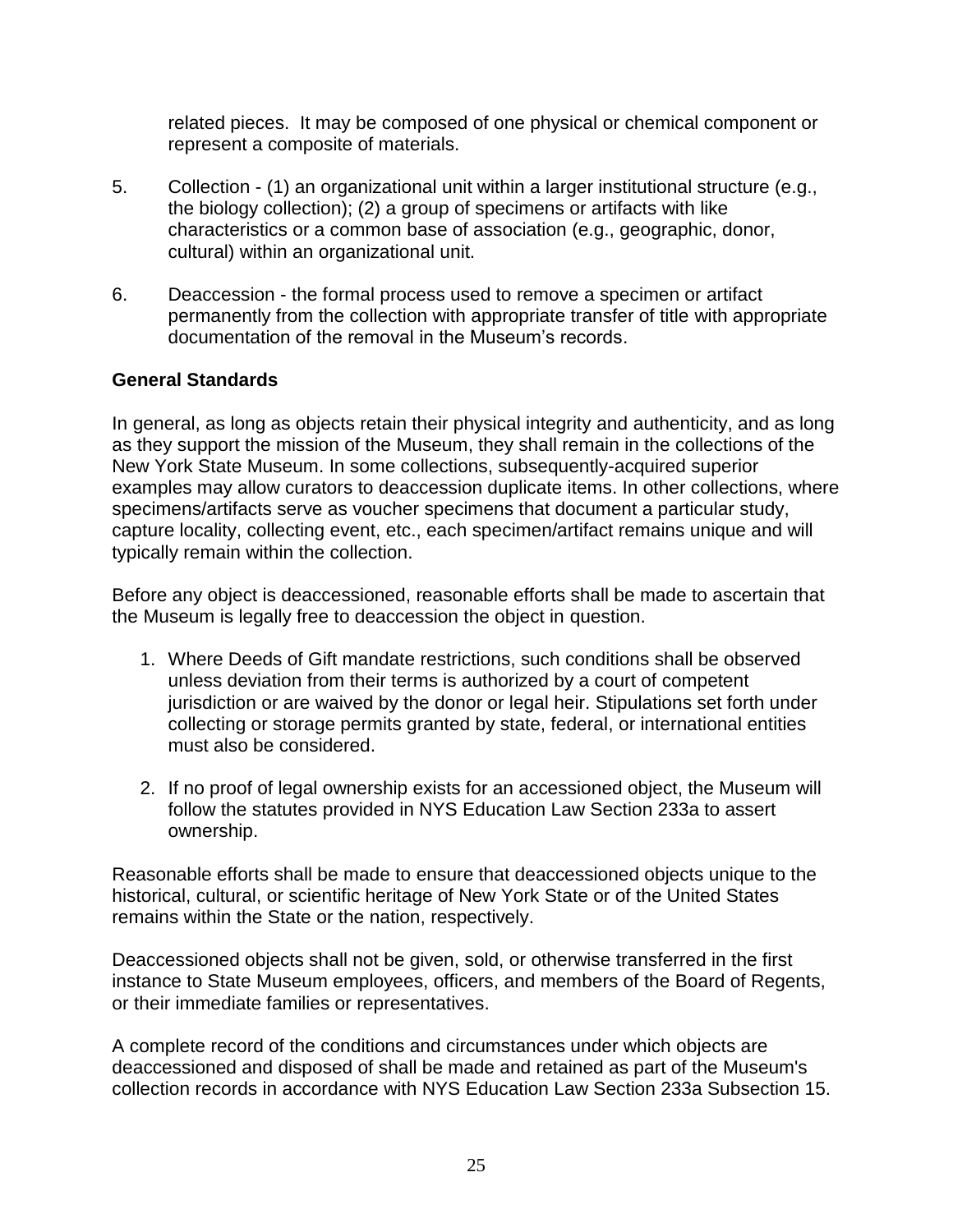related pieces. It may be composed of one physical or chemical component or represent a composite of materials.

5. Collection - (1) an organizational unit within a larger institutional structure (e.g., the biology collection); (2) a group of specimens or artifacts with like characteristics or a common base of association (e.g., geographic, donor, cultural) within an organizational unit.

6. Deaccession - the formal process used to remove a specimen or artifact permanently from the collection with appropriate transfer of title with appropriate documentation of the removal in the Museum's records.

**General Standards**

In general, as long as objects retain their physical integrity and authenticity, and as long as they support the mission of the Museum, they shall remain in the collections of the New York State Museum. In some collections, subsequently-acquired superior examples may allow curators to deaccession duplicate items. In other collections, where specimens/artifacts serve as voucher specimens that document a particular study, capture locality, collecting event, etc., each specimen/artifact remains unique and will typically remain within the collection.

Before any object is deaccessioned, reasonable efforts shall be made to ascertain that the Museum is legally free to deaccession the object in question.

1. Where Deeds of Gift mandate restrictions, such conditions shall be observed unless deviation from their terms is authorized by a court of competent jurisdiction or are waived by the donor or legal heir. Stipulations set forth under collecting or storage permits granted by state, federal, or international entities must also be considered.
2. If no proof of legal ownership exists for an accessioned object, the Museum will follow the statutes provided in NYS Education Law Section 233a to assert ownership.

Reasonable efforts shall be made to ensure that deaccessioned objects unique to the historical, cultural, or scientific heritage of New York State or of the United States remains within the State or the nation, respectively.

Deaccessioned objects shall not be given, sold, or otherwise transferred in the first instance to State Museum employees, officers, and members of the Board of Regents, or their immediate families or representatives.

A complete record of the conditions and circumstances under which objects are deaccessioned and disposed of shall be made and retained as part of the Museum's collection records in accordance with NYS Education Law Section 233a Subsection 15.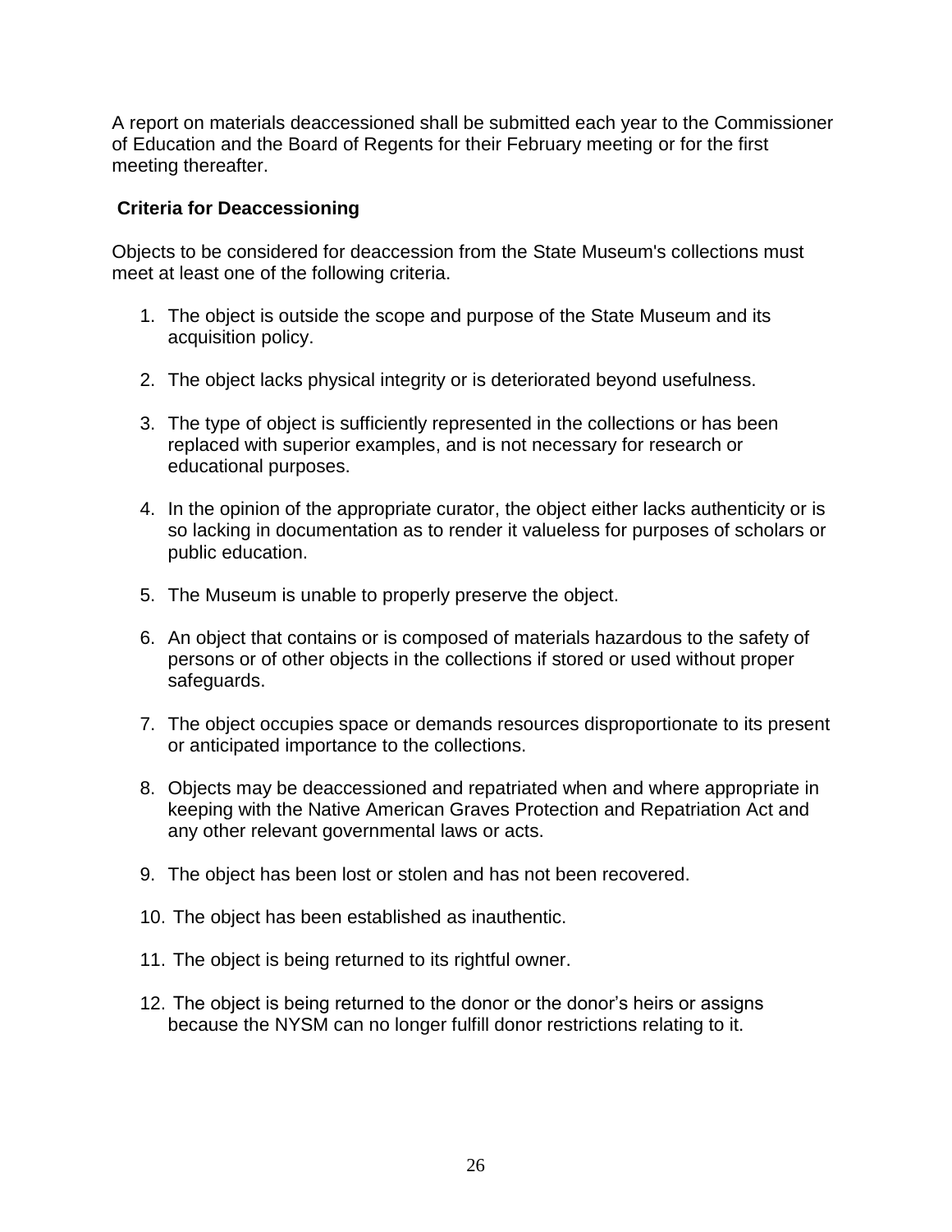A report on materials deaccessioned shall be submitted each year to the Commissioner of Education and the Board of Regents for their February meeting or for the first meeting thereafter.

**Criteria for Deaccessioning**

Objects to be considered for deaccession from the State Museum's collections must meet at least one of the following criteria.

1. The object is outside the scope and purpose of the State Museum and its acquisition policy.
2. The object lacks physical integrity or is deteriorated beyond usefulness.
3. The type of object is sufficiently represented in the collections or has been replaced with superior examples, and is not necessary for research or educational purposes.
4. In the opinion of the appropriate curator, the object either lacks authenticity or is so lacking in documentation as to render it valueless for purposes of scholars or public education.
5. The Museum is unable to properly preserve the object.
6. An object that contains or is composed of materials hazardous to the safety of persons or of other objects in the collections if stored or used without proper safeguards.
7. The object occupies space or demands resources disproportionate to its present or anticipated importance to the collections.
8. Objects may be deaccessioned and repatriated when and where appropriate in keeping with the Native American Graves Protection and Repatriation Act and any other relevant governmental laws or acts.
9. The object has been lost or stolen and has not been recovered.
10. The object has been established as inauthentic.
11. The object is being returned to its rightful owner.
12. The object is being returned to the donor or the donor's heirs or assigns because the NYSM can no longer fulfill donor restrictions relating to it.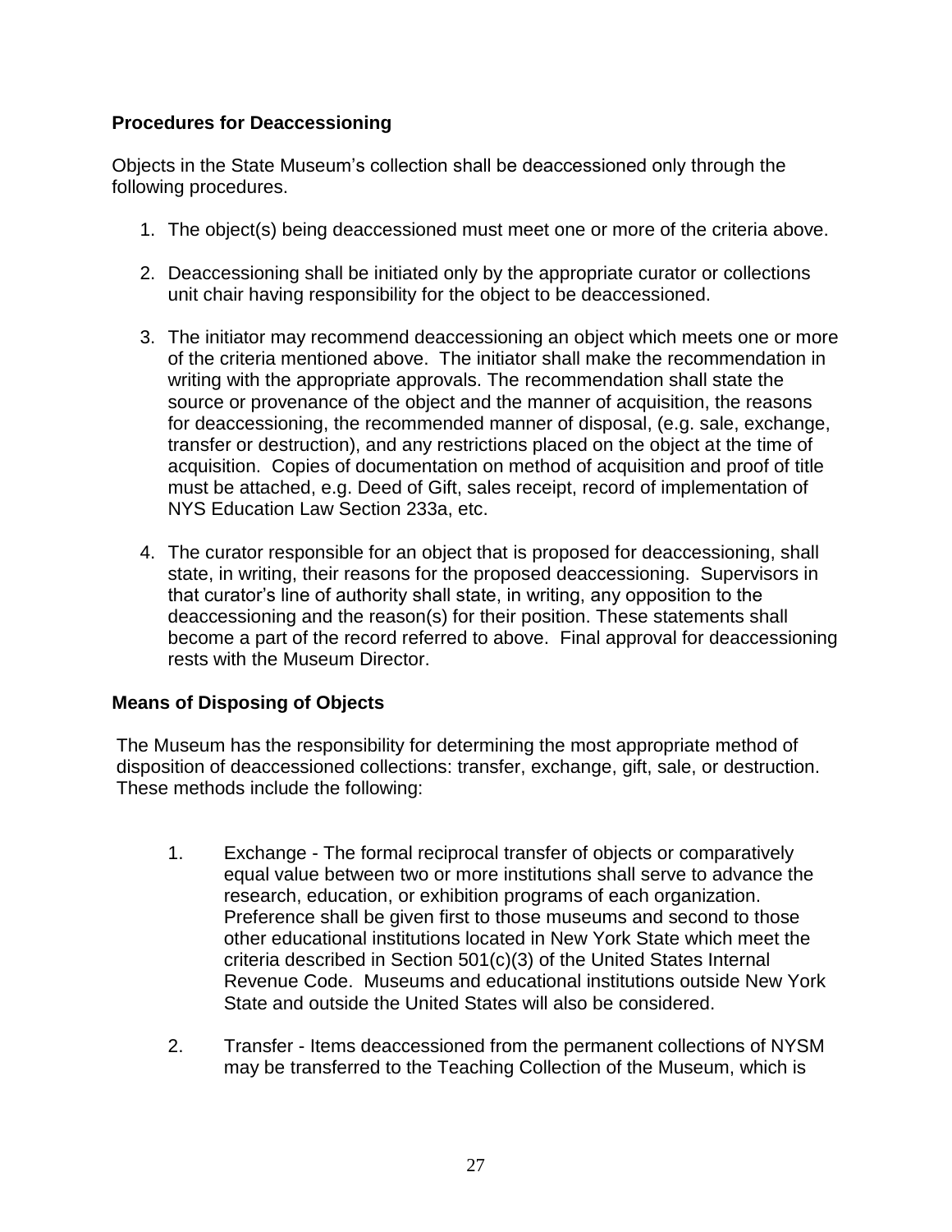**Procedures for Deaccessioning**

Objects in the State Museum's collection shall be deaccessioned only through the following procedures.

1. The object(s) being deaccessioned must meet one or more of the criteria above.

2. Deaccessioning shall be initiated only by the appropriate curator or collections unit chair having responsibility for the object to be deaccessioned.

3. The initiator may recommend deaccessioning an object which meets one or more of the criteria mentioned above. The initiator shall make the recommendation in writing with the appropriate approvals. The recommendation shall state the source or provenance of the object and the manner of acquisition, the reasons for deaccessioning, the recommended manner of disposal, (e.g. sale, exchange, transfer or destruction), and any restrictions placed on the object at the time of acquisition. Copies of documentation on method of acquisition and proof of title must be attached, e.g. Deed of Gift, sales receipt, record of implementation of NYS Education Law Section 233a, etc.

4. The curator responsible for an object that is proposed for deaccessioning, shall state, in writing, their reasons for the proposed deaccessioning. Supervisors in that curator's line of authority shall state, in writing, any opposition to the deaccessioning and the reason(s) for their position. These statements shall become a part of the record referred to above. Final approval for deaccessioning rests with the Museum Director.

**Means of Disposing of Objects**

The Museum has the responsibility for determining the most appropriate method of disposition of deaccessioned collections: transfer, exchange, gift, sale, or destruction. These methods include the following:

1. Exchange - The formal reciprocal transfer of objects or comparatively equal value between two or more institutions shall serve to advance the research, education, or exhibition programs of each organization. Preference shall be given first to those museums and second to those other educational institutions located in New York State which meet the criteria described in Section 501(c)(3) of the United States Internal Revenue Code. Museums and educational institutions outside New York State and outside the United States will also be considered.

2. Transfer - Items deaccessioned from the permanent collections of NYSM may be transferred to the Teaching Collection of the Museum, which is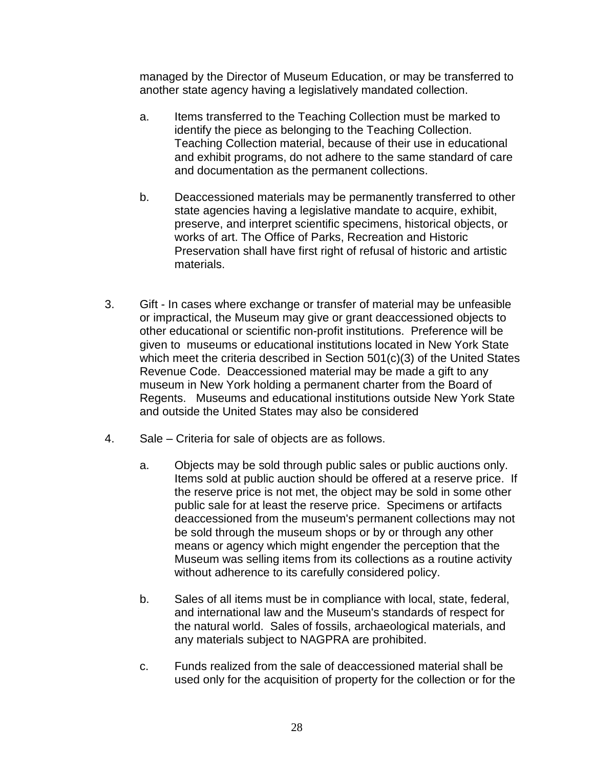managed by the Director of Museum Education, or may be transferred to another state agency having a legislatively mandated collection.

a. Items transferred to the Teaching Collection must be marked to identify the piece as belonging to the Teaching Collection. Teaching Collection material, because of their use in educational and exhibit programs, do not adhere to the same standard of care and documentation as the permanent collections.

b. Deaccessioned materials may be permanently transferred to other state agencies having a legislative mandate to acquire, exhibit, preserve, and interpret scientific specimens, historical objects, or works of art. The Office of Parks, Recreation and Historic Preservation shall have first right of refusal of historic and artistic materials.

3. Gift - In cases where exchange or transfer of material may be unfeasible or impractical, the Museum may give or grant deaccessioned objects to other educational or scientific non-profit institutions. Preference will be given to museums or educational institutions located in New York State which meet the criteria described in Section 501(c)(3) of the United States Revenue Code. Deaccessioned material may be made a gift to any museum in New York holding a permanent charter from the Board of Regents. Museums and educational institutions outside New York State and outside the United States may also be considered

4. Sale – Criteria for sale of objects are as follows.

a. Objects may be sold through public sales or public auctions only. Items sold at public auction should be offered at a reserve price. If the reserve price is not met, the object may be sold in some other public sale for at least the reserve price. Specimens or artifacts deaccessioned from the museum's permanent collections may not be sold through the museum shops or by or through any other means or agency which might engender the perception that the Museum was selling items from its collections as a routine activity without adherence to its carefully considered policy.

b. Sales of all items must be in compliance with local, state, federal, and international law and the Museum's standards of respect for the natural world. Sales of fossils, archaeological materials, and any materials subject to NAGPRA are prohibited.

c. Funds realized from the sale of deaccessioned material shall be used only for the acquisition of property for the collection or for the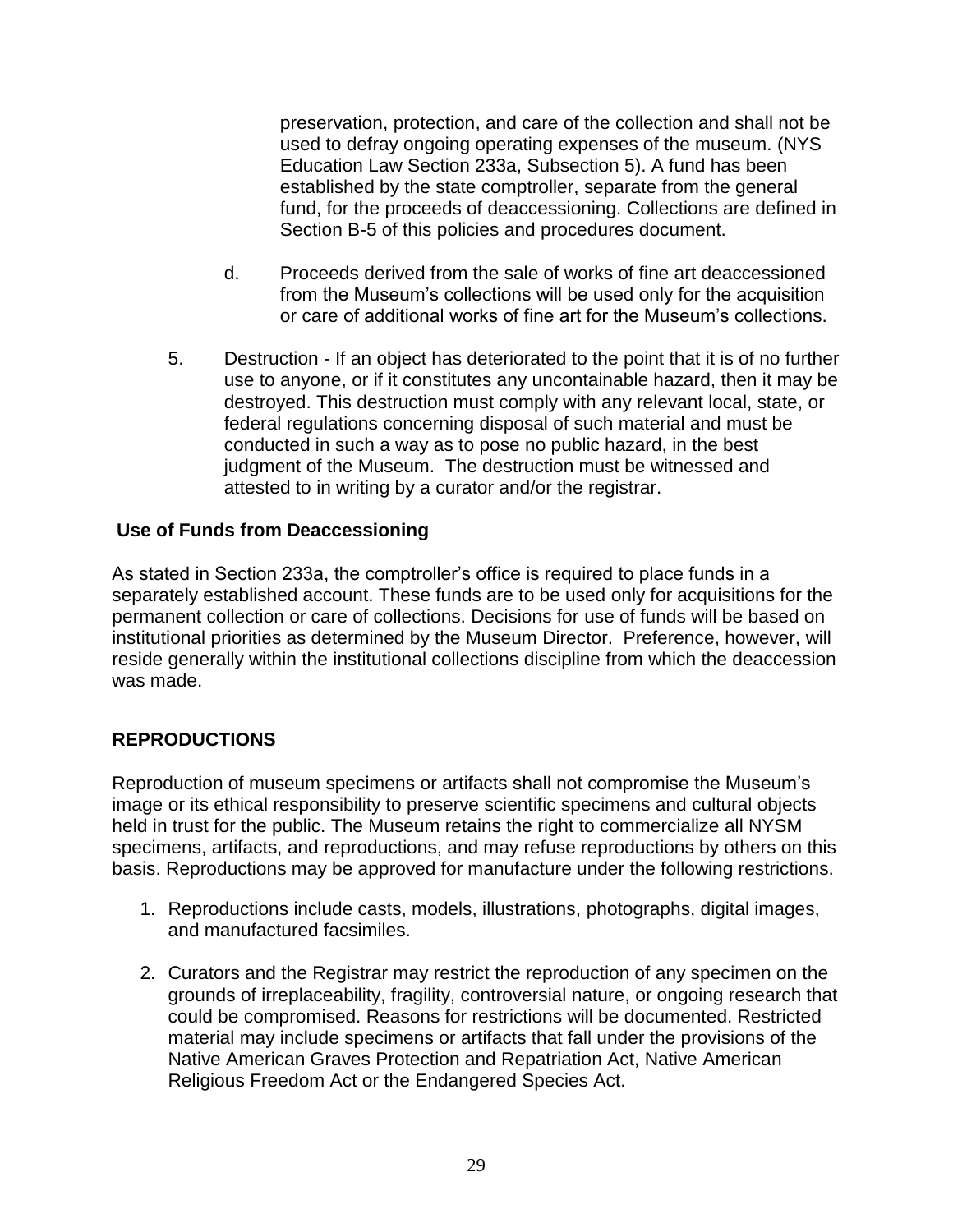preservation, protection, and care of the collection and shall not be used to defray ongoing operating expenses of the museum. (NYS Education Law Section 233a, Subsection 5). A fund has been established by the state comptroller, separate from the general fund, for the proceeds of deaccessioning. Collections are defined in Section B-5 of this policies and procedures document.

d. Proceeds derived from the sale of works of fine art deaccessioned from the Museum's collections will be used only for the acquisition or care of additional works of fine art for the Museum's collections.

5. Destruction - If an object has deteriorated to the point that it is of no further use to anyone, or if it constitutes any uncontainable hazard, then it may be destroyed. This destruction must comply with any relevant local, state, or federal regulations concerning disposal of such material and must be conducted in such a way as to pose no public hazard, in the best judgment of the Museum. The destruction must be witnessed and attested to in writing by a curator and/or the registrar.

**Use of Funds from Deaccessioning**

As stated in Section 233a, the comptroller's office is required to place funds in a separately established account. These funds are to be used only for acquisitions for the permanent collection or care of collections. Decisions for use of funds will be based on institutional priorities as determined by the Museum Director. Preference, however, will reside generally within the institutional collections discipline from which the deaccession was made.

## REPRODUCTIONS

Reproduction of museum specimens or artifacts shall not compromise the Museum's image or its ethical responsibility to preserve scientific specimens and cultural objects held in trust for the public. The Museum retains the right to commercialize all NYSM specimens, artifacts, and reproductions, and may refuse reproductions by others on this basis. Reproductions may be approved for manufacture under the following restrictions.

1. Reproductions include casts, models, illustrations, photographs, digital images, and manufactured facsimiles.

2. Curators and the Registrar may restrict the reproduction of any specimen on the grounds of irreplaceability, fragility, controversial nature, or ongoing research that could be compromised. Reasons for restrictions will be documented. Restricted material may include specimens or artifacts that fall under the provisions of the Native American Graves Protection and Repatriation Act, Native American Religious Freedom Act or the Endangered Species Act.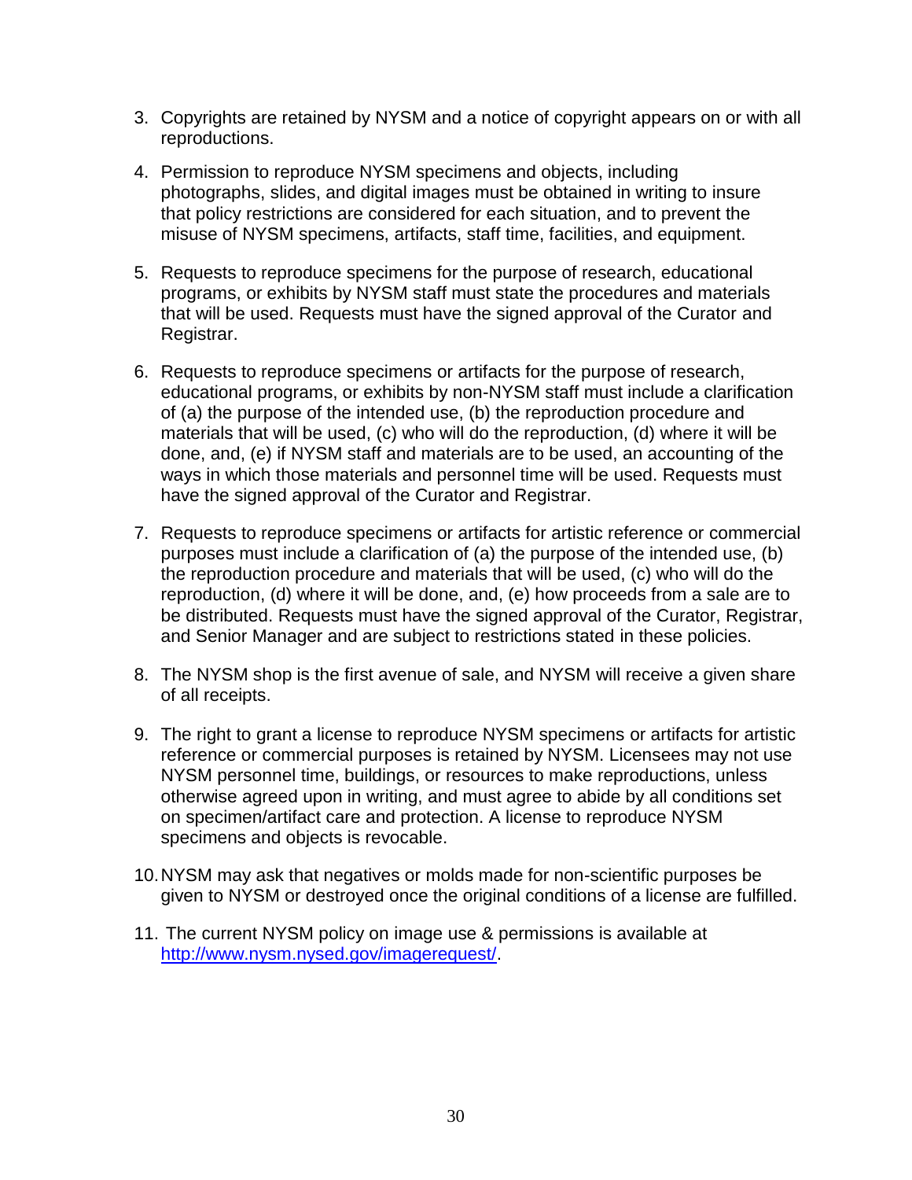3. Copyrights are retained by NYSM and a notice of copyright appears on or with all reproductions.

4. Permission to reproduce NYSM specimens and objects, including photographs, slides, and digital images must be obtained in writing to insure that policy restrictions are considered for each situation, and to prevent the misuse of NYSM specimens, artifacts, staff time, facilities, and equipment.

5. Requests to reproduce specimens for the purpose of research, educational programs, or exhibits by NYSM staff must state the procedures and materials that will be used. Requests must have the signed approval of the Curator and Registrar.

6. Requests to reproduce specimens or artifacts for the purpose of research, educational programs, or exhibits by non-NYSM staff must include a clarification of (a) the purpose of the intended use, (b) the reproduction procedure and materials that will be used, (c) who will do the reproduction, (d) where it will be done, and, (e) if NYSM staff and materials are to be used, an accounting of the ways in which those materials and personnel time will be used. Requests must have the signed approval of the Curator and Registrar.

7. Requests to reproduce specimens or artifacts for artistic reference or commercial purposes must include a clarification of (a) the purpose of the intended use, (b) the reproduction procedure and materials that will be used, (c) who will do the reproduction, (d) where it will be done, and, (e) how proceeds from a sale are to be distributed. Requests must have the signed approval of the Curator, Registrar, and Senior Manager and are subject to restrictions stated in these policies.

8. The NYSM shop is the first avenue of sale, and NYSM will receive a given share of all receipts.

9. The right to grant a license to reproduce NYSM specimens or artifacts for artistic reference or commercial purposes is retained by NYSM. Licensees may not use NYSM personnel time, buildings, or resources to make reproductions, unless otherwise agreed upon in writing, and must agree to abide by all conditions set on specimen/artifact care and protection. A license to reproduce NYSM specimens and objects is revocable.

10. NYSM may ask that negatives or molds made for non-scientific purposes be given to NYSM or destroyed once the original conditions of a license are fulfilled.

11. The current NYSM policy on image use & permissions is available at [http://www.nysm.nysed.gov/imagerequest/](http://www.nysm.nysed.gov/imagerequest/).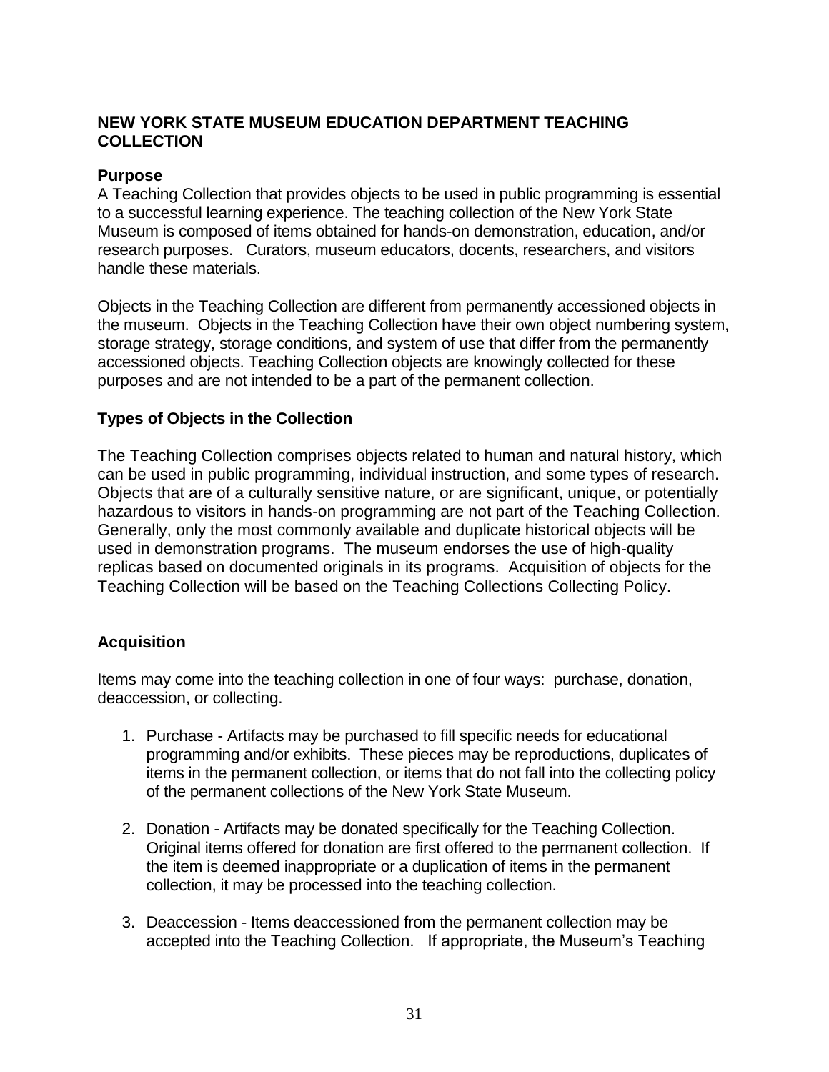## NEW YORK STATE MUSEUM EDUCATION DEPARTMENT TEACHING COLLECTION

### Purpose

A Teaching Collection that provides objects to be used in public programming is essential to a successful learning experience. The teaching collection of the New York State Museum is composed of items obtained for hands-on demonstration, education, and/or research purposes. Curators, museum educators, docents, researchers, and visitors handle these materials.

Objects in the Teaching Collection are different from permanently accessioned objects in the museum. Objects in the Teaching Collection have their own object numbering system, storage strategy, storage conditions, and system of use that differ from the permanently accessioned objects. Teaching Collection objects are knowingly collected for these purposes and are not intended to be a part of the permanent collection.

### Types of Objects in the Collection

The Teaching Collection comprises objects related to human and natural history, which can be used in public programming, individual instruction, and some types of research. Objects that are of a culturally sensitive nature, or are significant, unique, or potentially hazardous to visitors in hands-on programming are not part of the Teaching Collection. Generally, only the most commonly available and duplicate historical objects will be used in demonstration programs. The museum endorses the use of high-quality replicas based on documented originals in its programs. Acquisition of objects for the Teaching Collection will be based on the Teaching Collections Collecting Policy.

### Acquisition

Items may come into the teaching collection in one of four ways: purchase, donation, deaccession, or collecting.

1. Purchase - Artifacts may be purchased to fill specific needs for educational programming and/or exhibits. These pieces may be reproductions, duplicates of items in the permanent collection, or items that do not fall into the collecting policy of the permanent collections of the New York State Museum.

2. Donation - Artifacts may be donated specifically for the Teaching Collection. Original items offered for donation are first offered to the permanent collection. If the item is deemed inappropriate or a duplication of items in the permanent collection, it may be processed into the teaching collection.

3. Deaccession - Items deaccessioned from the permanent collection may be accepted into the Teaching Collection. If appropriate, the Museum's Teaching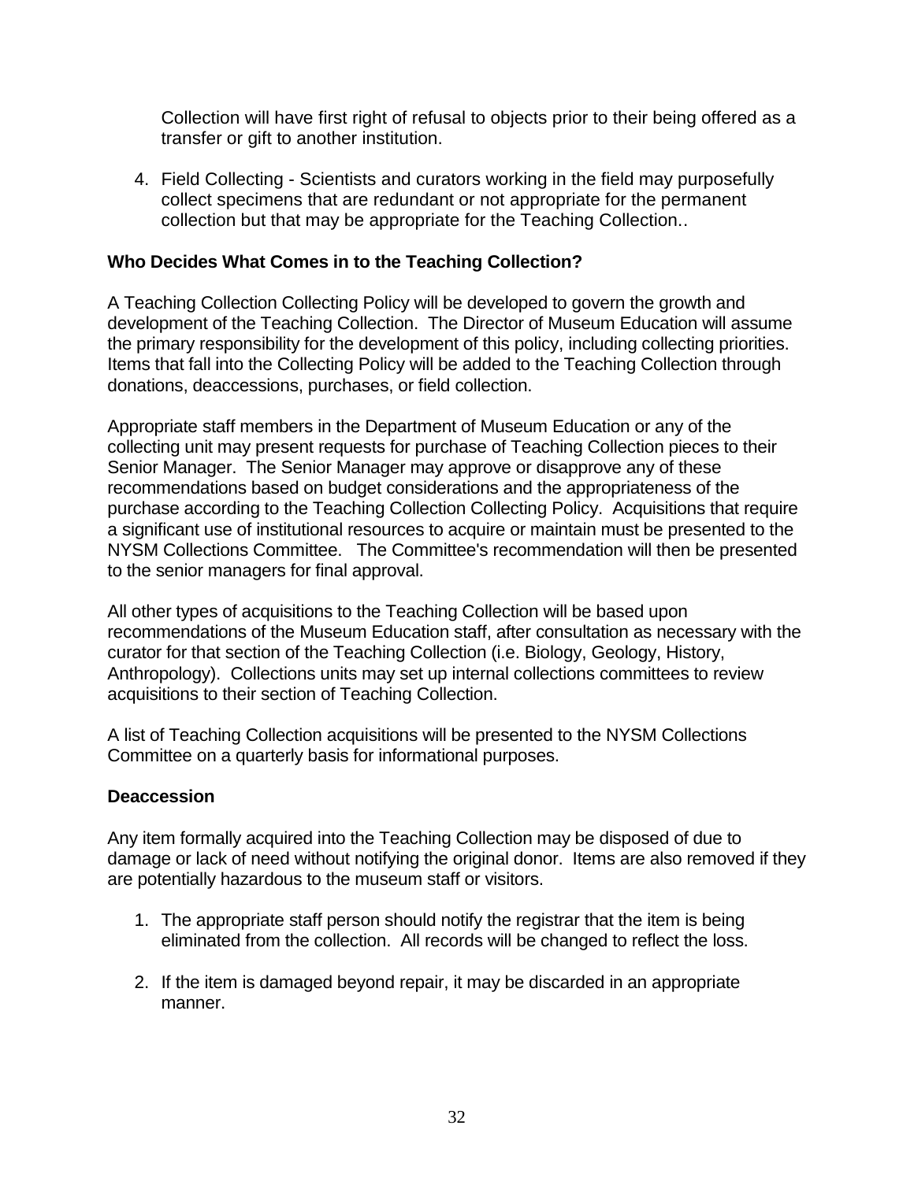Collection will have first right of refusal to objects prior to their being offered as a transfer or gift to another institution.

4. Field Collecting - Scientists and curators working in the field may purposefully collect specimens that are redundant or not appropriate for the permanent collection but that may be appropriate for the Teaching Collection..

**Who Decides What Comes in to the Teaching Collection?**

A Teaching Collection Collecting Policy will be developed to govern the growth and development of the Teaching Collection. The Director of Museum Education will assume the primary responsibility for the development of this policy, including collecting priorities. Items that fall into the Collecting Policy will be added to the Teaching Collection through donations, deaccessions, purchases, or field collection.

Appropriate staff members in the Department of Museum Education or any of the collecting unit may present requests for purchase of Teaching Collection pieces to their Senior Manager. The Senior Manager may approve or disapprove any of these recommendations based on budget considerations and the appropriateness of the purchase according to the Teaching Collection Collecting Policy. Acquisitions that require a significant use of institutional resources to acquire or maintain must be presented to the NYSM Collections Committee. The Committee's recommendation will then be presented to the senior managers for final approval.

All other types of acquisitions to the Teaching Collection will be based upon recommendations of the Museum Education staff, after consultation as necessary with the curator for that section of the Teaching Collection (i.e. Biology, Geology, History, Anthropology). Collections units may set up internal collections committees to review acquisitions to their section of Teaching Collection.

A list of Teaching Collection acquisitions will be presented to the NYSM Collections Committee on a quarterly basis for informational purposes.

**Deaccession**

Any item formally acquired into the Teaching Collection may be disposed of due to damage or lack of need without notifying the original donor. Items are also removed if they are potentially hazardous to the museum staff or visitors.

1. The appropriate staff person should notify the registrar that the item is being eliminated from the collection. All records will be changed to reflect the loss.

2. If the item is damaged beyond repair, it may be discarded in an appropriate manner.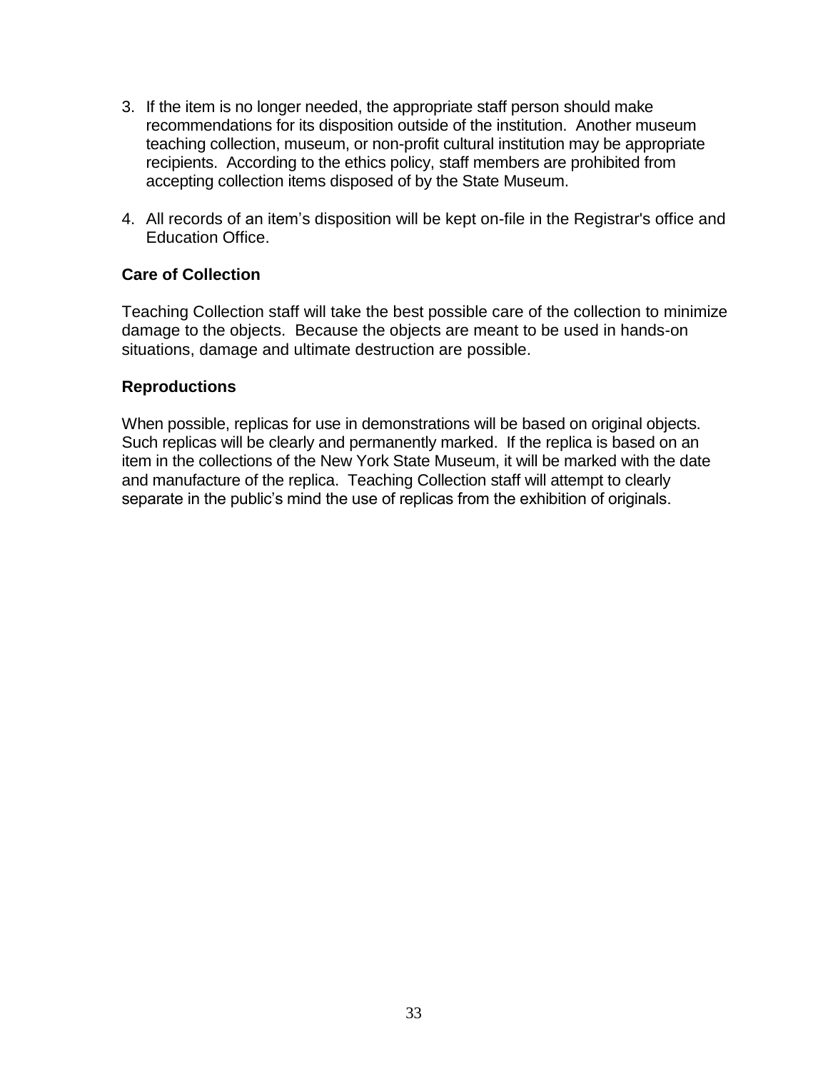3. If the item is no longer needed, the appropriate staff person should make recommendations for its disposition outside of the institution. Another museum teaching collection, museum, or non-profit cultural institution may be appropriate recipients. According to the ethics policy, staff members are prohibited from accepting collection items disposed of by the State Museum.

4. All records of an item's disposition will be kept on-file in the Registrar's office and Education Office.

### Care of Collection

Teaching Collection staff will take the best possible care of the collection to minimize damage to the objects. Because the objects are meant to be used in hands-on situations, damage and ultimate destruction are possible.

### Reproductions

When possible, replicas for use in demonstrations will be based on original objects. Such replicas will be clearly and permanently marked. If the replica is based on an item in the collections of the New York State Museum, it will be marked with the date and manufacture of the replica. Teaching Collection staff will attempt to clearly separate in the public's mind the use of replicas from the exhibition of originals.